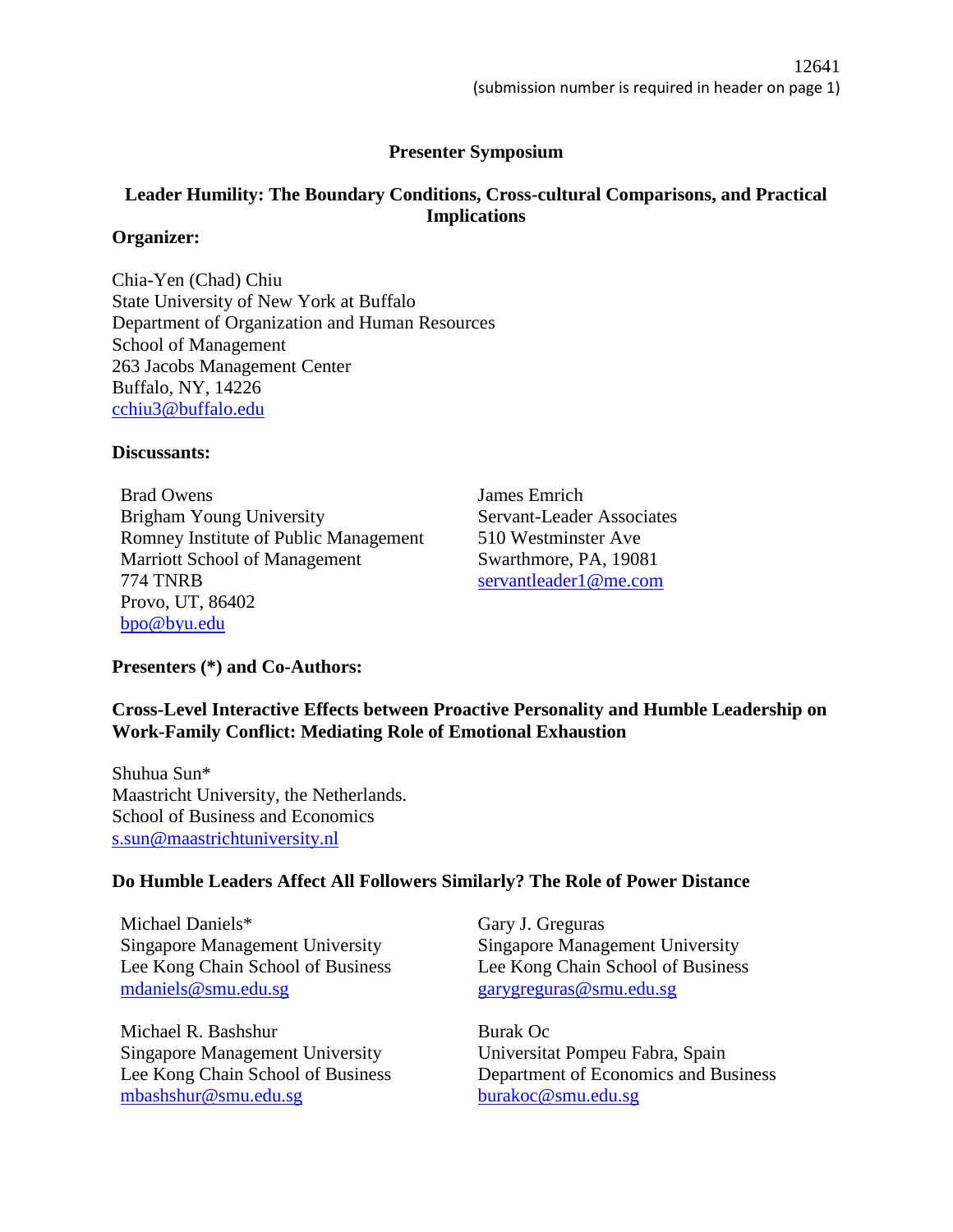12641
(submission number is required in header on page 1)

**Presenter Symposium**

**Leader Humility: The Boundary Conditions, Cross-cultural Comparisons, and Practical Implications**

**Organizer:**

Chia-Yen (Chad) Chiu
State University of New York at Buffalo
Department of Organization and Human Resources
School of Management
263 Jacobs Management Center
Buffalo, NY, 14226
cchiu3@buffalo.edu

**Discussants:**

Brad Owens
Brigham Young University
Romney Institute of Public Management
Marriott School of Management
774 TNRB
Provo, UT, 86402
bpo@byu.edu

James Emrich
Servant-Leader Associates
510 Westminster Ave
Swarthmore, PA, 19081
servantleader1@me.com

**Presenters (*) and Co-Authors:**

**Cross-Level Interactive Effects between Proactive Personality and Humble Leadership on Work-Family Conflict: Mediating Role of Emotional Exhaustion**

Shuhua Sun*
Maastricht University, the Netherlands.
School of Business and Economics
s.sun@maastrichtuniversity.nl

**Do Humble Leaders Affect All Followers Similarly? The Role of Power Distance**

Michael Daniels*
Singapore Management University
Lee Kong Chain School of Business
mdaniels@smu.edu.sg

Gary J. Greguras
Singapore Management University
Lee Kong Chain School of Business
garygreguras@smu.edu.sg

Michael R. Bashshur
Singapore Management University
Lee Kong Chain School of Business
mbashshur@smu.edu.sg

Burak Oc
Universitat Pompeu Fabra, Spain
Department of Economics and Business
burakoc@smu.edu.sg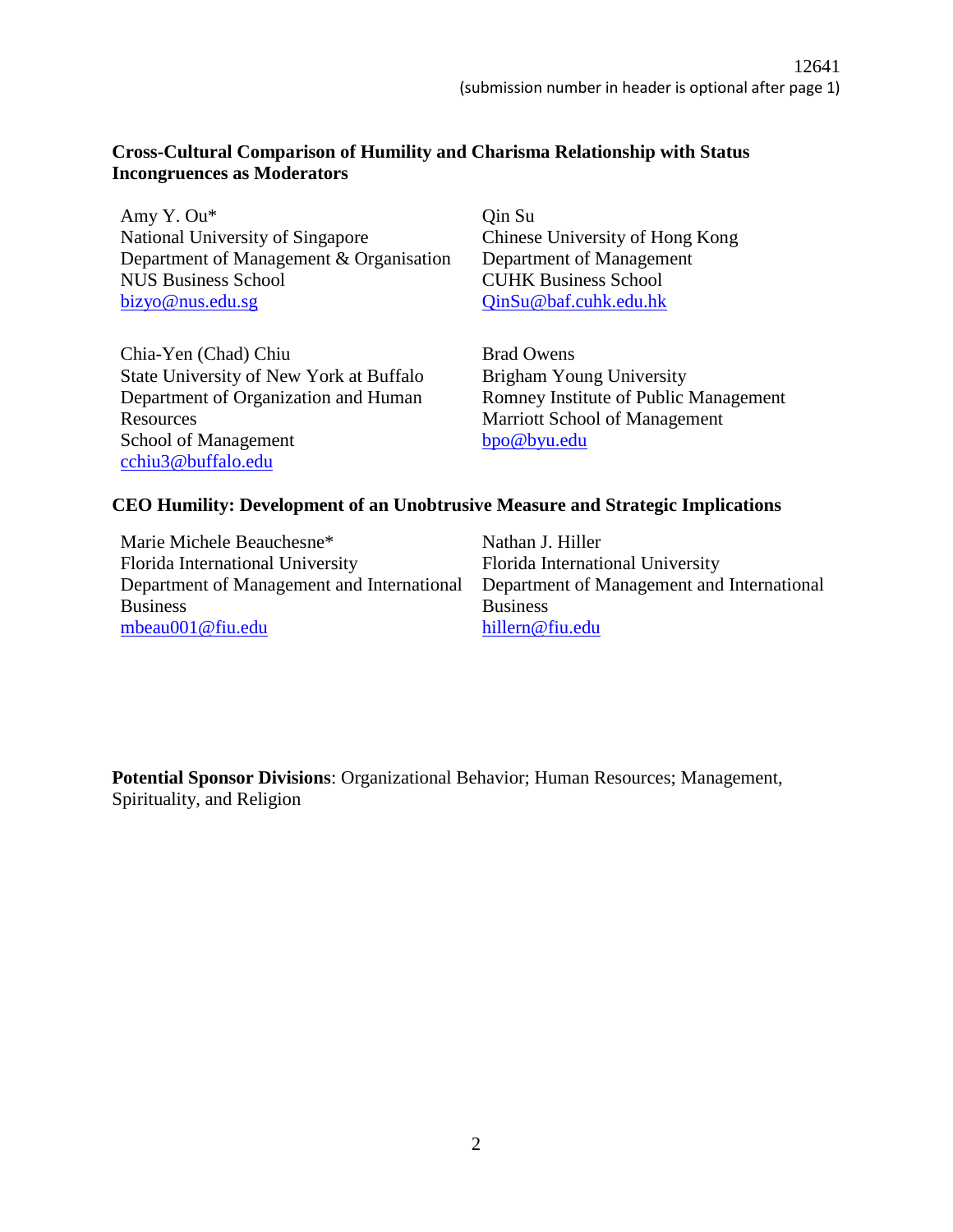**Cross-Cultural Comparison of Humility and Charisma Relationship with Status Incongruences as Moderators**

Amy Y. Ou*
National University of Singapore
Department of Management & Organisation
NUS Business School
bizyo@nus.edu.sg

Qin Su
Chinese University of Hong Kong
Department of Management
CUHK Business School
QinSu@baf.cuhk.edu.hk

Chia-Yen (Chad) Chiu
State University of New York at Buffalo
Department of Organization and Human Resources
School of Management
cchiu3@buffalo.edu

Brad Owens
Brigham Young University
Romney Institute of Public Management
Marriott School of Management
bpo@byu.edu

**CEO Humility: Development of an Unobtrusive Measure and Strategic Implications**

Marie Michele Beauchesne*
Florida International University
Department of Management and International Business
mbeau001@fiu.edu

Nathan J. Hiller
Florida International University
Department of Management and International Business
hillern@fiu.edu

**Potential Sponsor Divisions**: Organizational Behavior; Human Resources; Management, Spirituality, and Religion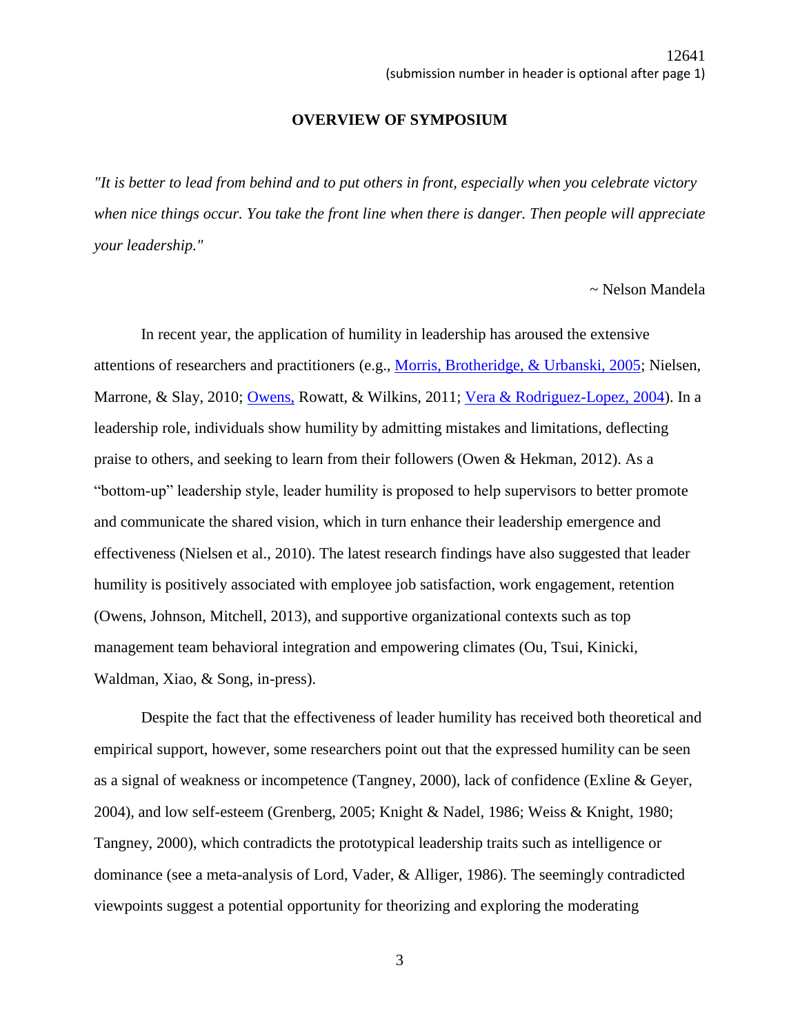## OVERVIEW OF SYMPOSIUM

*"It is better to lead from behind and to put others in front, especially when you celebrate victory when nice things occur. You take the front line when there is danger. Then people will appreciate your leadership."*

~ Nelson Mandela

In recent year, the application of humility in leadership has aroused the extensive attentions of researchers and practitioners (e.g., Morris, Brotheridge, & Urbanski, 2005; Nielsen, Marrone, & Slay, 2010; Owens, Rowatt, & Wilkins, 2011; Vera & Rodriguez-Lopez, 2004). In a leadership role, individuals show humility by admitting mistakes and limitations, deflecting praise to others, and seeking to learn from their followers (Owen & Hekman, 2012). As a "bottom-up" leadership style, leader humility is proposed to help supervisors to better promote and communicate the shared vision, which in turn enhance their leadership emergence and effectiveness (Nielsen et al., 2010). The latest research findings have also suggested that leader humility is positively associated with employee job satisfaction, work engagement, retention (Owens, Johnson, Mitchell, 2013), and supportive organizational contexts such as top management team behavioral integration and empowering climates (Ou, Tsui, Kinicki, Waldman, Xiao, & Song, in-press).

Despite the fact that the effectiveness of leader humility has received both theoretical and empirical support, however, some researchers point out that the expressed humility can be seen as a signal of weakness or incompetence (Tangney, 2000), lack of confidence (Exline & Geyer, 2004), and low self-esteem (Grenberg, 2005; Knight & Nadel, 1986; Weiss & Knight, 1980; Tangney, 2000), which contradicts the prototypical leadership traits such as intelligence or dominance (see a meta-analysis of Lord, Vader, & Alliger, 1986). The seemingly contradicted viewpoints suggest a potential opportunity for theorizing and exploring the moderating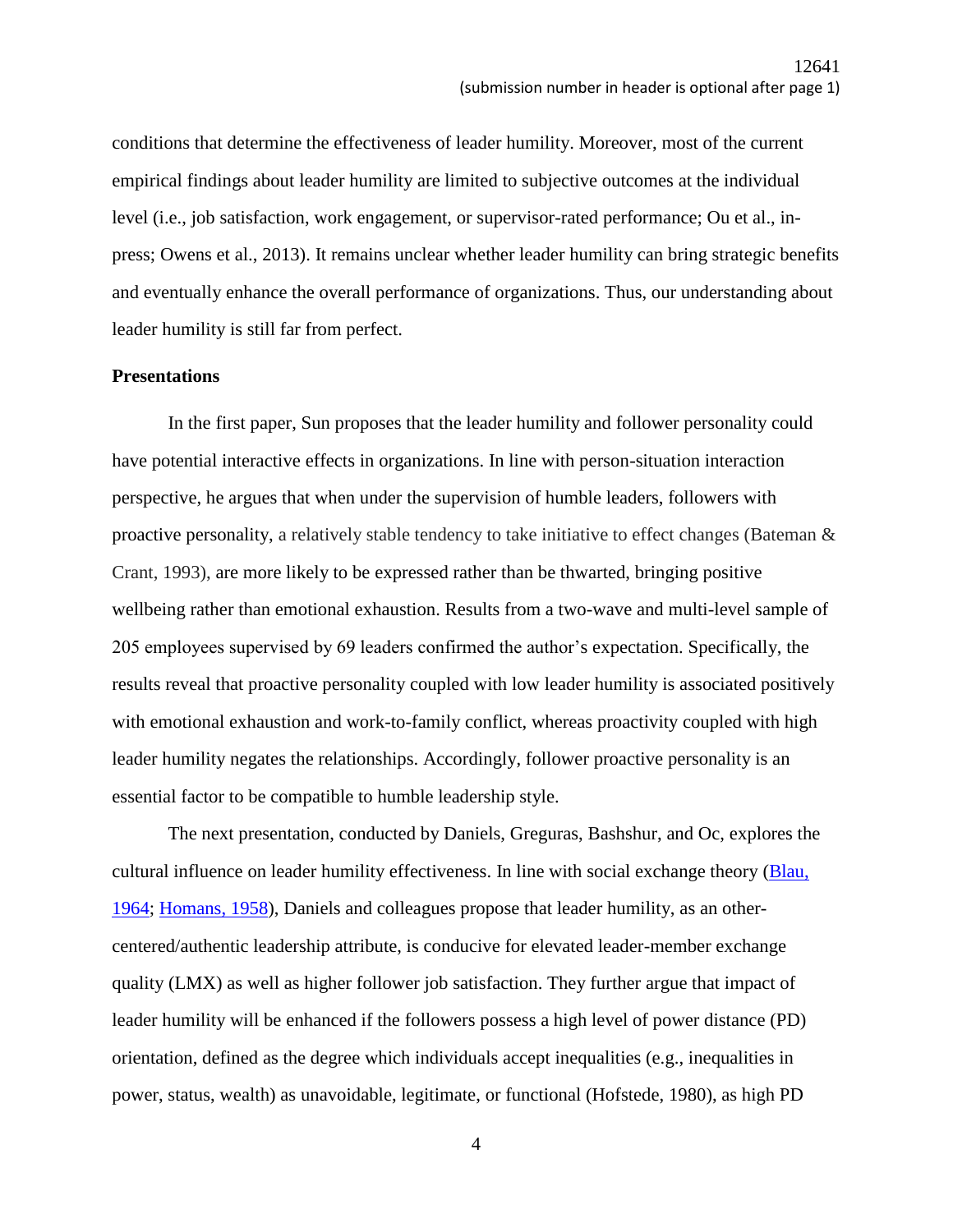conditions that determine the effectiveness of leader humility. Moreover, most of the current empirical findings about leader humility are limited to subjective outcomes at the individual level (i.e., job satisfaction, work engagement, or supervisor-rated performance; Ou et al., in-press; Owens et al., 2013). It remains unclear whether leader humility can bring strategic benefits and eventually enhance the overall performance of organizations. Thus, our understanding about leader humility is still far from perfect.

**Presentations**

In the first paper, Sun proposes that the leader humility and follower personality could have potential interactive effects in organizations. In line with person-situation interaction perspective, he argues that when under the supervision of humble leaders, followers with proactive personality, a relatively stable tendency to take initiative to effect changes (Bateman & Crant, 1993), are more likely to be expressed rather than be thwarted, bringing positive wellbeing rather than emotional exhaustion. Results from a two-wave and multi-level sample of 205 employees supervised by 69 leaders confirmed the author's expectation. Specifically, the results reveal that proactive personality coupled with low leader humility is associated positively with emotional exhaustion and work-to-family conflict, whereas proactivity coupled with high leader humility negates the relationships. Accordingly, follower proactive personality is an essential factor to be compatible to humble leadership style.

The next presentation, conducted by Daniels, Greguras, Bashshur, and Oc, explores the cultural influence on leader humility effectiveness. In line with social exchange theory (Blau, 1964; Homans, 1958), Daniels and colleagues propose that leader humility, as an other-centered/authentic leadership attribute, is conducive for elevated leader-member exchange quality (LMX) as well as higher follower job satisfaction. They further argue that impact of leader humility will be enhanced if the followers possess a high level of power distance (PD) orientation, defined as the degree which individuals accept inequalities (e.g., inequalities in power, status, wealth) as unavoidable, legitimate, or functional (Hofstede, 1980), as high PD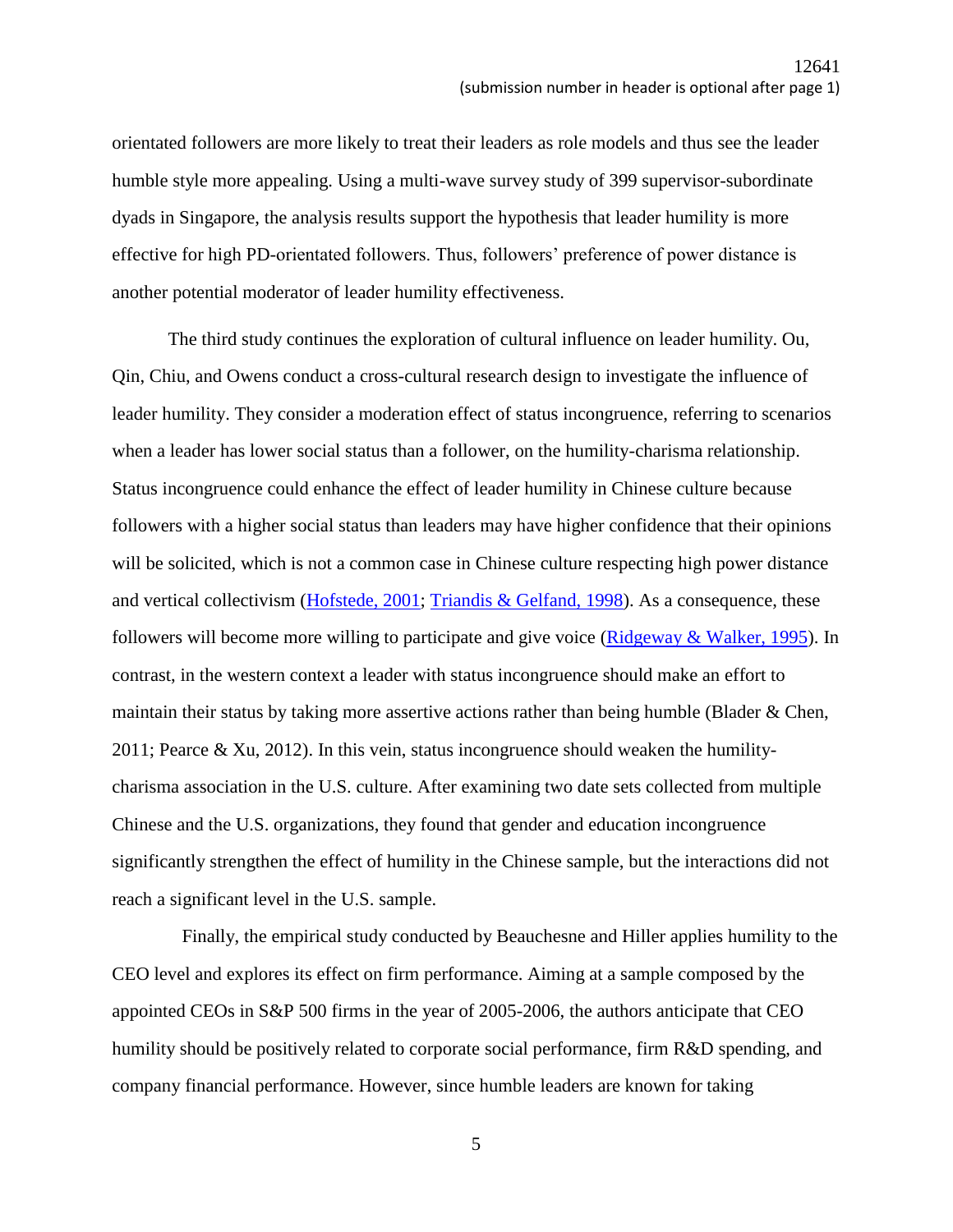orientated followers are more likely to treat their leaders as role models and thus see the leader humble style more appealing. Using a multi-wave survey study of 399 supervisor-subordinate dyads in Singapore, the analysis results support the hypothesis that leader humility is more effective for high PD-orientated followers. Thus, followers' preference of power distance is another potential moderator of leader humility effectiveness.

The third study continues the exploration of cultural influence on leader humility. Ou, Qin, Chiu, and Owens conduct a cross-cultural research design to investigate the influence of leader humility. They consider a moderation effect of status incongruence, referring to scenarios when a leader has lower social status than a follower, on the humility-charisma relationship. Status incongruence could enhance the effect of leader humility in Chinese culture because followers with a higher social status than leaders may have higher confidence that their opinions will be solicited, which is not a common case in Chinese culture respecting high power distance and vertical collectivism (Hofstede, 2001; Triandis & Gelfand, 1998). As a consequence, these followers will become more willing to participate and give voice (Ridgeway & Walker, 1995). In contrast, in the western context a leader with status incongruence should make an effort to maintain their status by taking more assertive actions rather than being humble (Blader & Chen, 2011; Pearce & Xu, 2012). In this vein, status incongruence should weaken the humility-charisma association in the U.S. culture. After examining two date sets collected from multiple Chinese and the U.S. organizations, they found that gender and education incongruence significantly strengthen the effect of humility in the Chinese sample, but the interactions did not reach a significant level in the U.S. sample.

Finally, the empirical study conducted by Beauchesne and Hiller applies humility to the CEO level and explores its effect on firm performance. Aiming at a sample composed by the appointed CEOs in S&P 500 firms in the year of 2005-2006, the authors anticipate that CEO humility should be positively related to corporate social performance, firm R&D spending, and company financial performance. However, since humble leaders are known for taking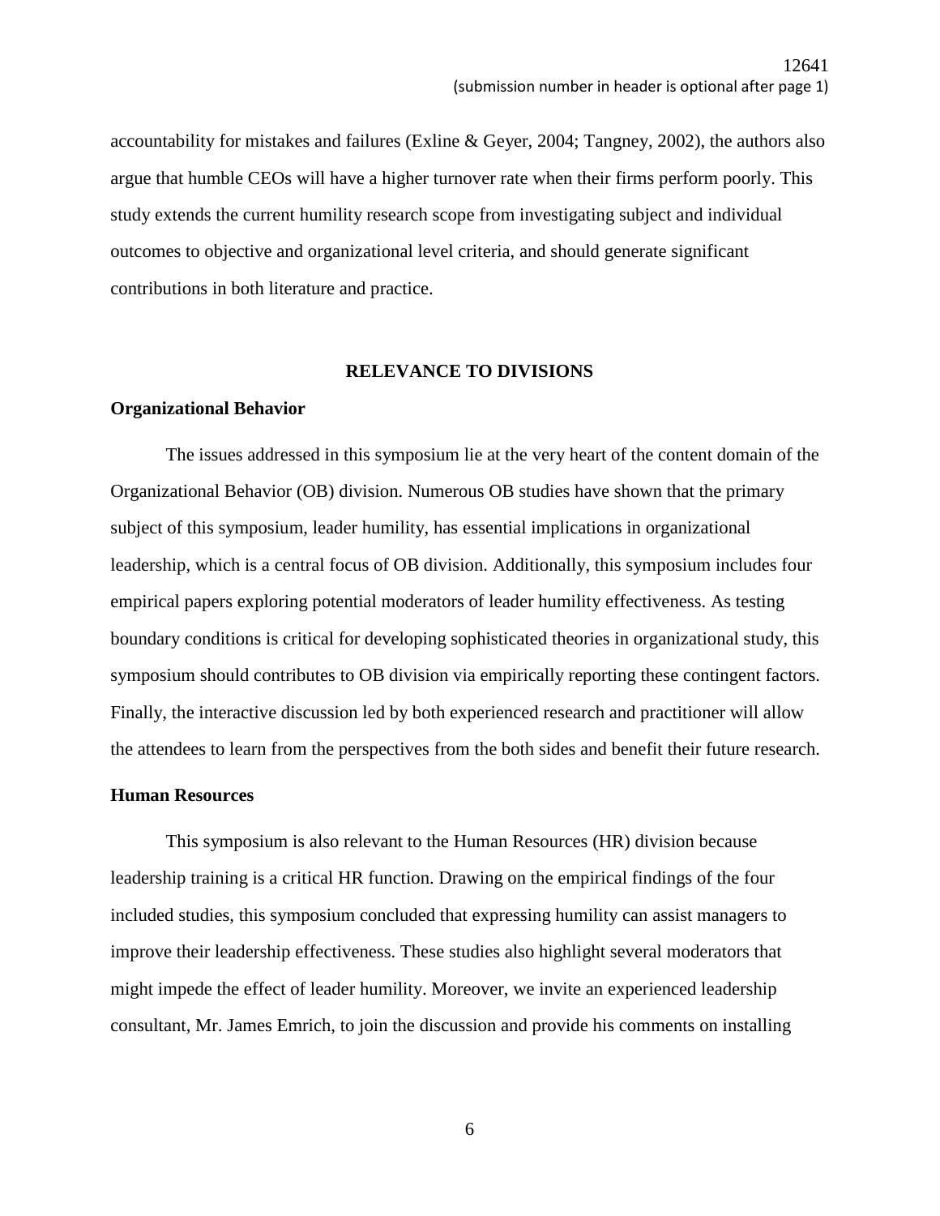accountability for mistakes and failures (Exline & Geyer, 2004; Tangney, 2002), the authors also argue that humble CEOs will have a higher turnover rate when their firms perform poorly. This study extends the current humility research scope from investigating subject and individual outcomes to objective and organizational level criteria, and should generate significant contributions in both literature and practice.

## RELEVANCE TO DIVISIONS

### Organizational Behavior

The issues addressed in this symposium lie at the very heart of the content domain of the Organizational Behavior (OB) division. Numerous OB studies have shown that the primary subject of this symposium, leader humility, has essential implications in organizational leadership, which is a central focus of OB division. Additionally, this symposium includes four empirical papers exploring potential moderators of leader humility effectiveness. As testing boundary conditions is critical for developing sophisticated theories in organizational study, this symposium should contributes to OB division via empirically reporting these contingent factors. Finally, the interactive discussion led by both experienced research and practitioner will allow the attendees to learn from the perspectives from the both sides and benefit their future research.

### Human Resources

This symposium is also relevant to the Human Resources (HR) division because leadership training is a critical HR function. Drawing on the empirical findings of the four included studies, this symposium concluded that expressing humility can assist managers to improve their leadership effectiveness. These studies also highlight several moderators that might impede the effect of leader humility. Moreover, we invite an experienced leadership consultant, Mr. James Emrich, to join the discussion and provide his comments on installing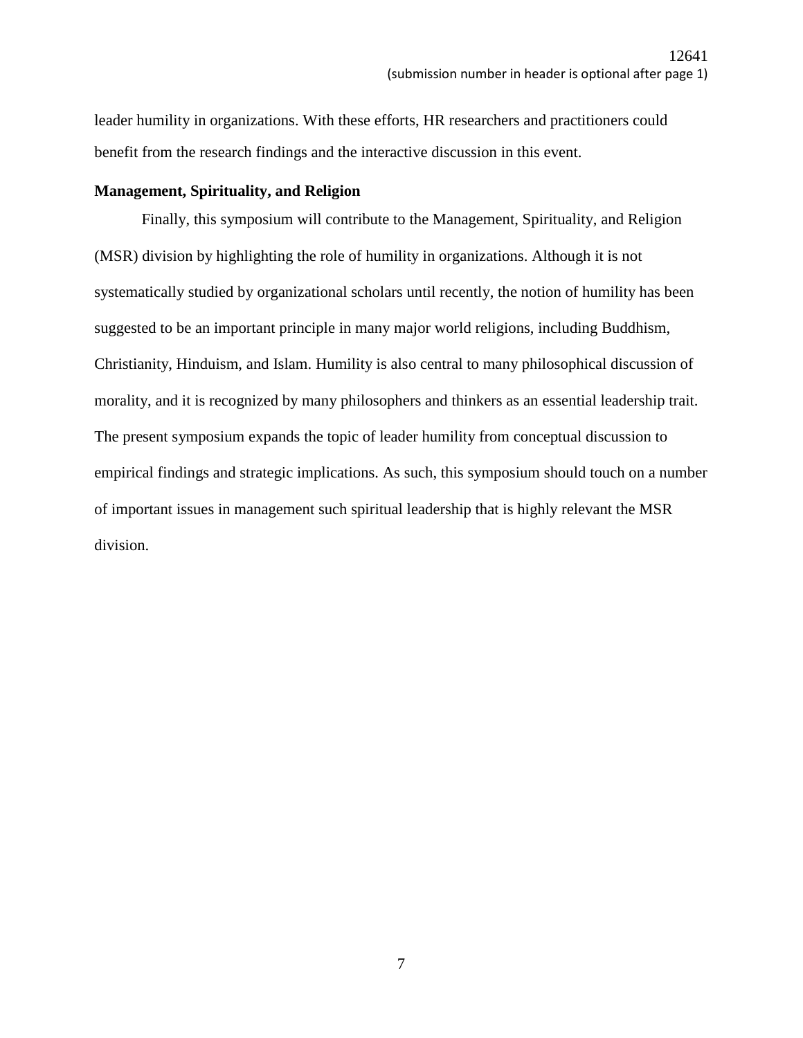leader humility in organizations. With these efforts, HR researchers and practitioners could benefit from the research findings and the interactive discussion in this event.

**Management, Spirituality, and Religion**

Finally, this symposium will contribute to the Management, Spirituality, and Religion (MSR) division by highlighting the role of humility in organizations. Although it is not systematically studied by organizational scholars until recently, the notion of humility has been suggested to be an important principle in many major world religions, including Buddhism, Christianity, Hinduism, and Islam. Humility is also central to many philosophical discussion of morality, and it is recognized by many philosophers and thinkers as an essential leadership trait. The present symposium expands the topic of leader humility from conceptual discussion to empirical findings and strategic implications. As such, this symposium should touch on a number of important issues in management such spiritual leadership that is highly relevant the MSR division.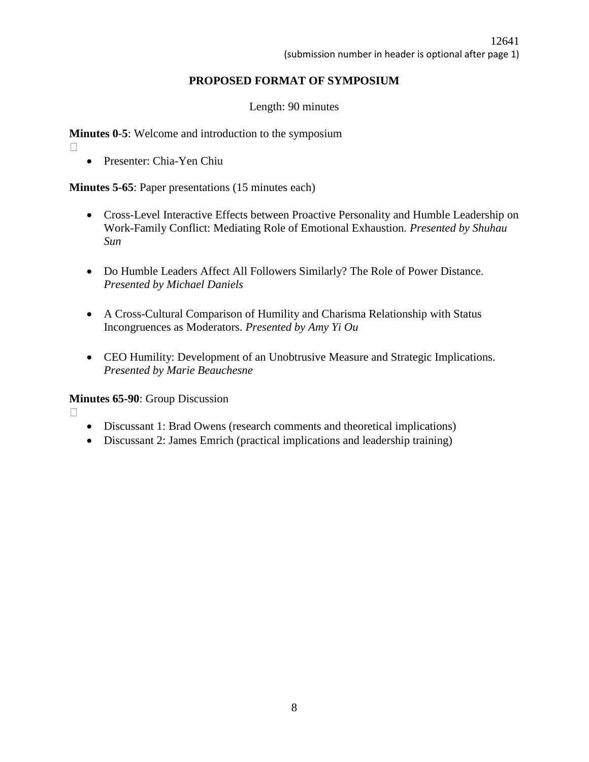## PROPOSED FORMAT OF SYMPOSIUM

Length: 90 minutes

**Minutes 0-5**: Welcome and introduction to the symposium

- Presenter: Chia-Yen Chiu

**Minutes 5-65**: Paper presentations (15 minutes each)

- Cross-Level Interactive Effects between Proactive Personality and Humble Leadership on Work-Family Conflict: Mediating Role of Emotional Exhaustion. *Presented by Shuhau Sun*

- Do Humble Leaders Affect All Followers Similarly? The Role of Power Distance. *Presented by Michael Daniels*

- A Cross-Cultural Comparison of Humility and Charisma Relationship with Status Incongruences as Moderators. *Presented by Amy Yi Ou*

- CEO Humility: Development of an Unobtrusive Measure and Strategic Implications. *Presented by Marie Beauchesne*

**Minutes 65-90**: Group Discussion

- Discussant 1: Brad Owens (research comments and theoretical implications)
- Discussant 2: James Emrich (practical implications and leadership training)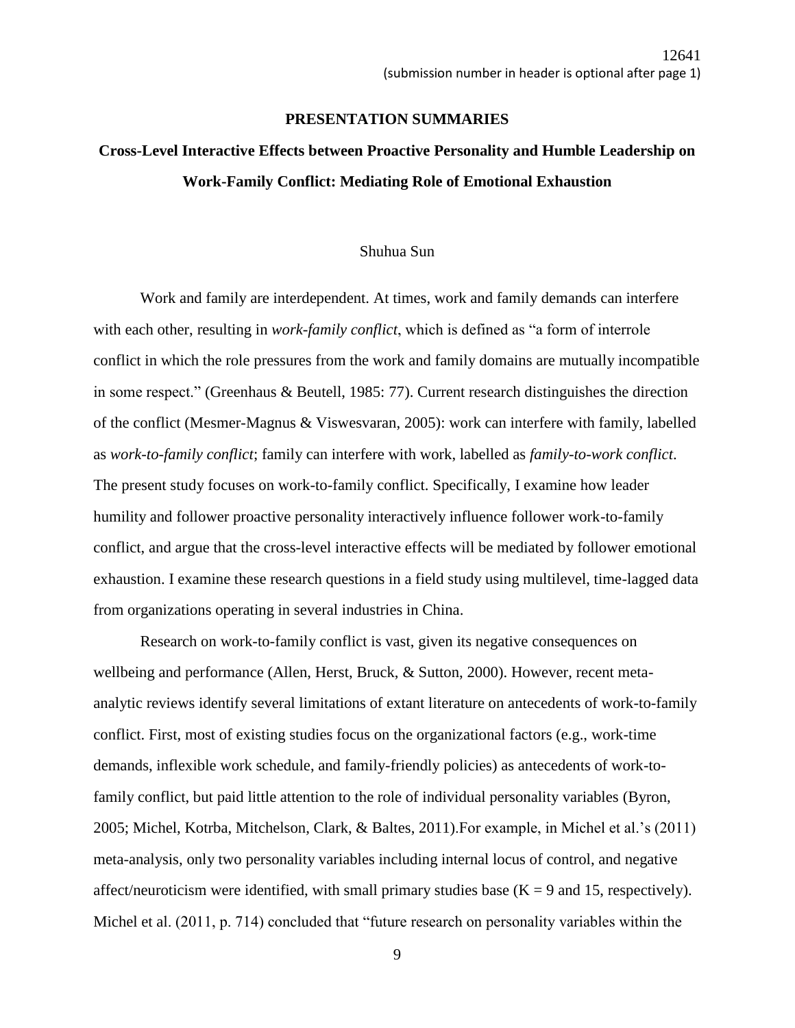## PRESENTATION SUMMARIES

# Cross-Level Interactive Effects between Proactive Personality and Humble Leadership on Work-Family Conflict: Mediating Role of Emotional Exhaustion

Shuhua Sun

Work and family are interdependent. At times, work and family demands can interfere with each other, resulting in *work-family conflict*, which is defined as "a form of interrole conflict in which the role pressures from the work and family domains are mutually incompatible in some respect." (Greenhaus & Beutell, 1985: 77). Current research distinguishes the direction of the conflict (Mesmer-Magnus & Viswesvaran, 2005): work can interfere with family, labelled as *work-to-family conflict*; family can interfere with work, labelled as *family-to-work conflict*. The present study focuses on work-to-family conflict. Specifically, I examine how leader humility and follower proactive personality interactively influence follower work-to-family conflict, and argue that the cross-level interactive effects will be mediated by follower emotional exhaustion. I examine these research questions in a field study using multilevel, time-lagged data from organizations operating in several industries in China.

Research on work-to-family conflict is vast, given its negative consequences on wellbeing and performance (Allen, Herst, Bruck, & Sutton, 2000). However, recent meta-analytic reviews identify several limitations of extant literature on antecedents of work-to-family conflict. First, most of existing studies focus on the organizational factors (e.g., work-time demands, inflexible work schedule, and family-friendly policies) as antecedents of work-to-family conflict, but paid little attention to the role of individual personality variables (Byron, 2005; Michel, Kotrba, Mitchelson, Clark, & Baltes, 2011).For example, in Michel et al.'s (2011) meta-analysis, only two personality variables including internal locus of control, and negative affect/neuroticism were identified, with small primary studies base ($K = 9$ and 15, respectively). Michel et al. (2011, p. 714) concluded that "future research on personality variables within the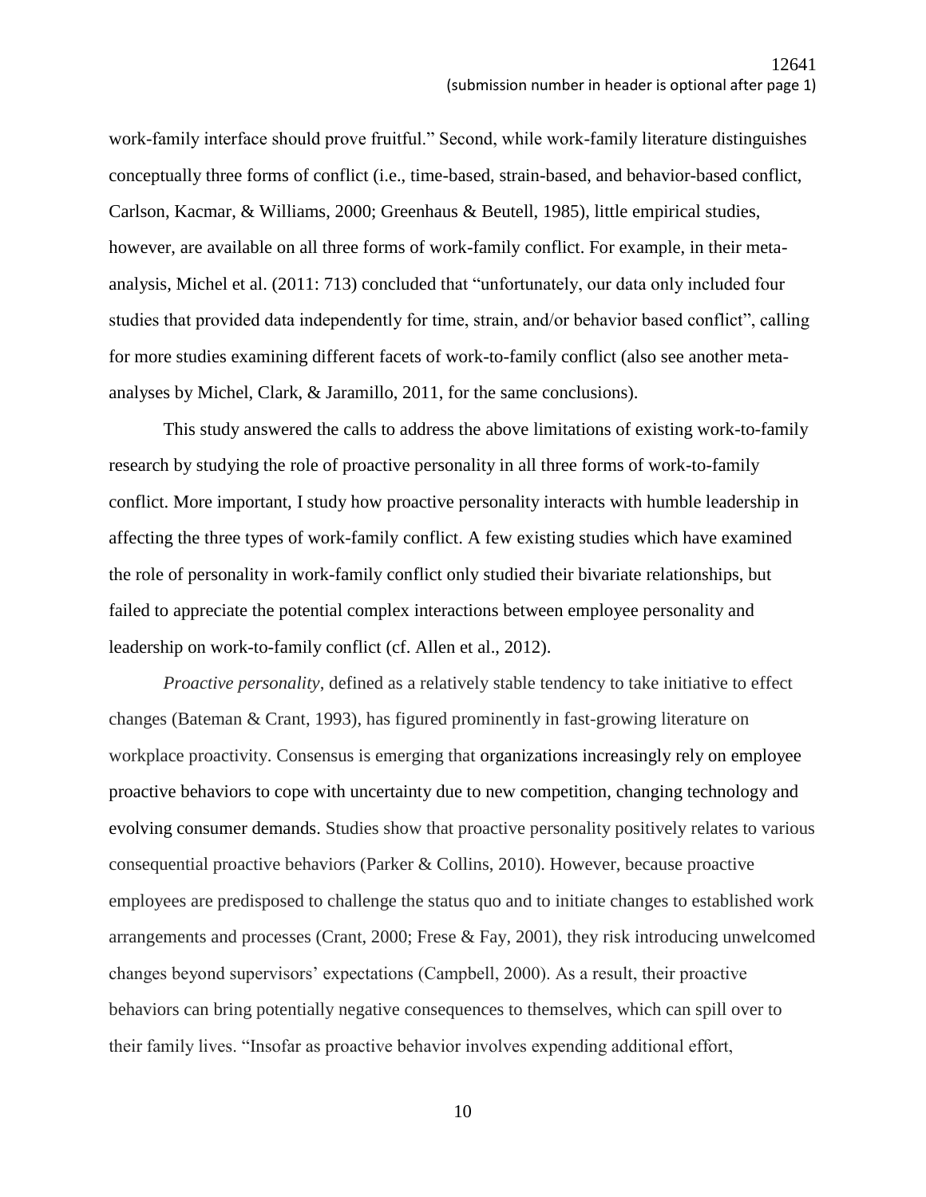work-family interface should prove fruitful." Second, while work-family literature distinguishes conceptually three forms of conflict (i.e., time-based, strain-based, and behavior-based conflict, Carlson, Kacmar, & Williams, 2000; Greenhaus & Beutell, 1985), little empirical studies, however, are available on all three forms of work-family conflict. For example, in their meta-analysis, Michel et al. (2011: 713) concluded that "unfortunately, our data only included four studies that provided data independently for time, strain, and/or behavior based conflict", calling for more studies examining different facets of work-to-family conflict (also see another meta-analyses by Michel, Clark, & Jaramillo, 2011, for the same conclusions).

This study answered the calls to address the above limitations of existing work-to-family research by studying the role of proactive personality in all three forms of work-to-family conflict. More important, I study how proactive personality interacts with humble leadership in affecting the three types of work-family conflict. A few existing studies which have examined the role of personality in work-family conflict only studied their bivariate relationships, but failed to appreciate the potential complex interactions between employee personality and leadership on work-to-family conflict (cf. Allen et al., 2012).

*Proactive personality*, defined as a relatively stable tendency to take initiative to effect changes (Bateman & Crant, 1993), has figured prominently in fast-growing literature on workplace proactivity. Consensus is emerging that organizations increasingly rely on employee proactive behaviors to cope with uncertainty due to new competition, changing technology and evolving consumer demands. Studies show that proactive personality positively relates to various consequential proactive behaviors (Parker & Collins, 2010). However, because proactive employees are predisposed to challenge the status quo and to initiate changes to established work arrangements and processes (Crant, 2000; Frese & Fay, 2001), they risk introducing unwelcomed changes beyond supervisors' expectations (Campbell, 2000). As a result, their proactive behaviors can bring potentially negative consequences to themselves, which can spill over to their family lives. "Insofar as proactive behavior involves expending additional effort,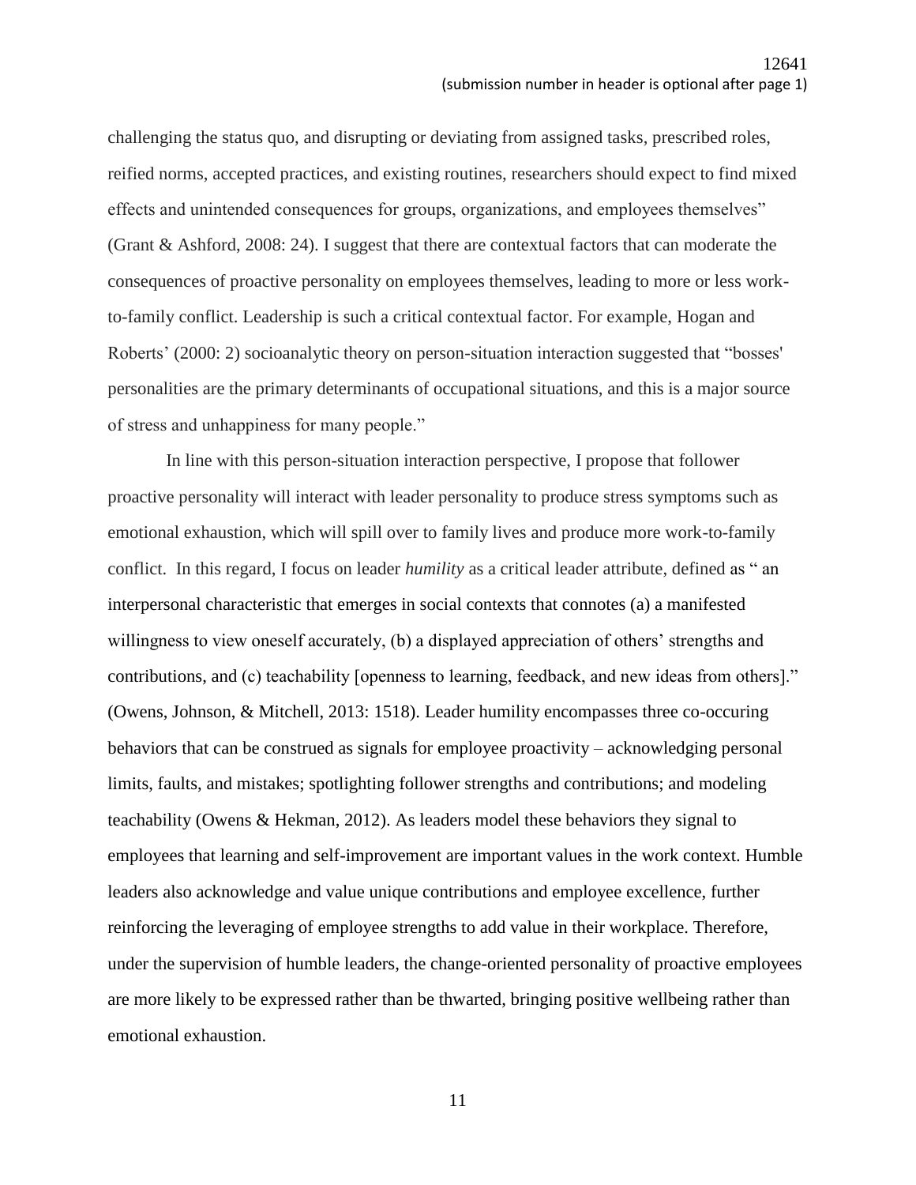challenging the status quo, and disrupting or deviating from assigned tasks, prescribed roles, reified norms, accepted practices, and existing routines, researchers should expect to find mixed effects and unintended consequences for groups, organizations, and employees themselves" (Grant & Ashford, 2008: 24). I suggest that there are contextual factors that can moderate the consequences of proactive personality on employees themselves, leading to more or less work-to-family conflict. Leadership is such a critical contextual factor. For example, Hogan and Roberts' (2000: 2) socioanalytic theory on person-situation interaction suggested that "bosses' personalities are the primary determinants of occupational situations, and this is a major source of stress and unhappiness for many people."

In line with this person-situation interaction perspective, I propose that follower proactive personality will interact with leader personality to produce stress symptoms such as emotional exhaustion, which will spill over to family lives and produce more work-to-family conflict. In this regard, I focus on leader *humility* as a critical leader attribute, defined as " an interpersonal characteristic that emerges in social contexts that connotes (a) a manifested willingness to view oneself accurately, (b) a displayed appreciation of others' strengths and contributions, and (c) teachability [openness to learning, feedback, and new ideas from others]." (Owens, Johnson, & Mitchell, 2013: 1518). Leader humility encompasses three co-occuring behaviors that can be construed as signals for employee proactivity – acknowledging personal limits, faults, and mistakes; spotlighting follower strengths and contributions; and modeling teachability (Owens & Hekman, 2012). As leaders model these behaviors they signal to employees that learning and self-improvement are important values in the work context. Humble leaders also acknowledge and value unique contributions and employee excellence, further reinforcing the leveraging of employee strengths to add value in their workplace. Therefore, under the supervision of humble leaders, the change-oriented personality of proactive employees are more likely to be expressed rather than be thwarted, bringing positive wellbeing rather than emotional exhaustion.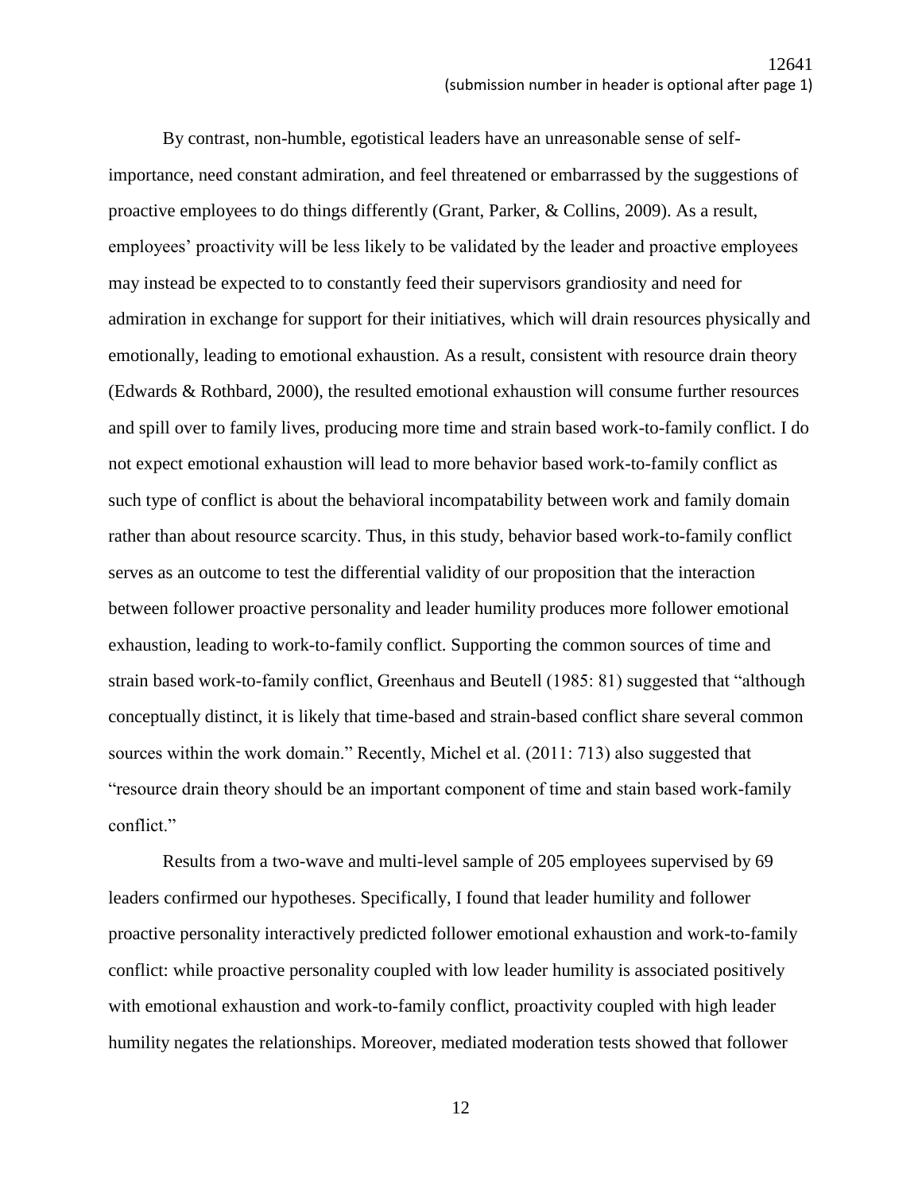By contrast, non-humble, egotistical leaders have an unreasonable sense of self-importance, need constant admiration, and feel threatened or embarrassed by the suggestions of proactive employees to do things differently (Grant, Parker, & Collins, 2009). As a result, employees' proactivity will be less likely to be validated by the leader and proactive employees may instead be expected to to constantly feed their supervisors grandiosity and need for admiration in exchange for support for their initiatives, which will drain resources physically and emotionally, leading to emotional exhaustion. As a result, consistent with resource drain theory (Edwards & Rothbard, 2000), the resulted emotional exhaustion will consume further resources and spill over to family lives, producing more time and strain based work-to-family conflict. I do not expect emotional exhaustion will lead to more behavior based work-to-family conflict as such type of conflict is about the behavioral incompatability between work and family domain rather than about resource scarcity. Thus, in this study, behavior based work-to-family conflict serves as an outcome to test the differential validity of our proposition that the interaction between follower proactive personality and leader humility produces more follower emotional exhaustion, leading to work-to-family conflict. Supporting the common sources of time and strain based work-to-family conflict, Greenhaus and Beutell (1985: 81) suggested that "although conceptually distinct, it is likely that time-based and strain-based conflict share several common sources within the work domain." Recently, Michel et al. (2011: 713) also suggested that "resource drain theory should be an important component of time and stain based work-family conflict."

Results from a two-wave and multi-level sample of 205 employees supervised by 69 leaders confirmed our hypotheses. Specifically, I found that leader humility and follower proactive personality interactively predicted follower emotional exhaustion and work-to-family conflict: while proactive personality coupled with low leader humility is associated positively with emotional exhaustion and work-to-family conflict, proactivity coupled with high leader humility negates the relationships. Moreover, mediated moderation tests showed that follower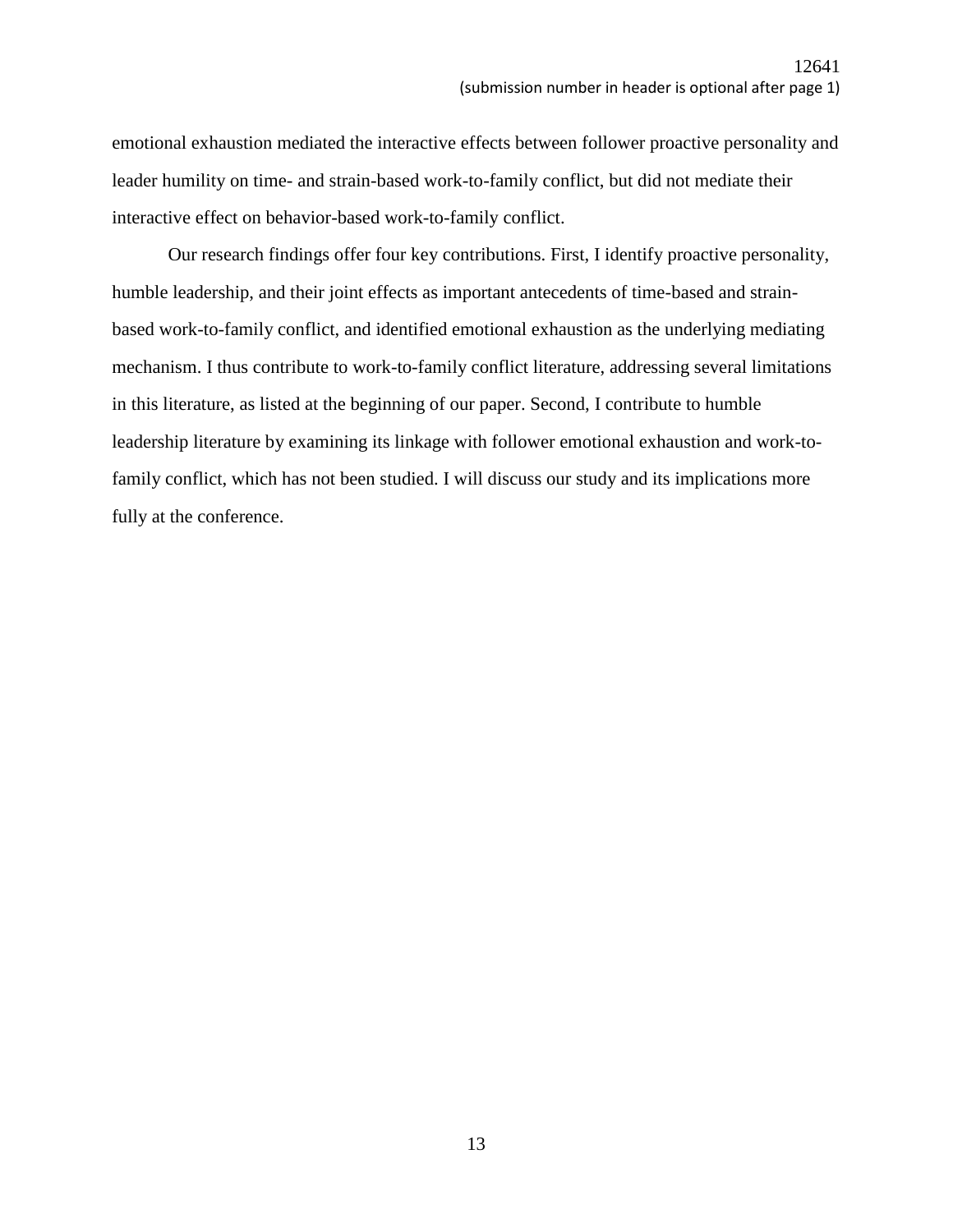emotional exhaustion mediated the interactive effects between follower proactive personality and leader humility on time- and strain-based work-to-family conflict, but did not mediate their interactive effect on behavior-based work-to-family conflict.

Our research findings offer four key contributions. First, I identify proactive personality, humble leadership, and their joint effects as important antecedents of time-based and strain-based work-to-family conflict, and identified emotional exhaustion as the underlying mediating mechanism. I thus contribute to work-to-family conflict literature, addressing several limitations in this literature, as listed at the beginning of our paper. Second, I contribute to humble leadership literature by examining its linkage with follower emotional exhaustion and work-to-family conflict, which has not been studied. I will discuss our study and its implications more fully at the conference.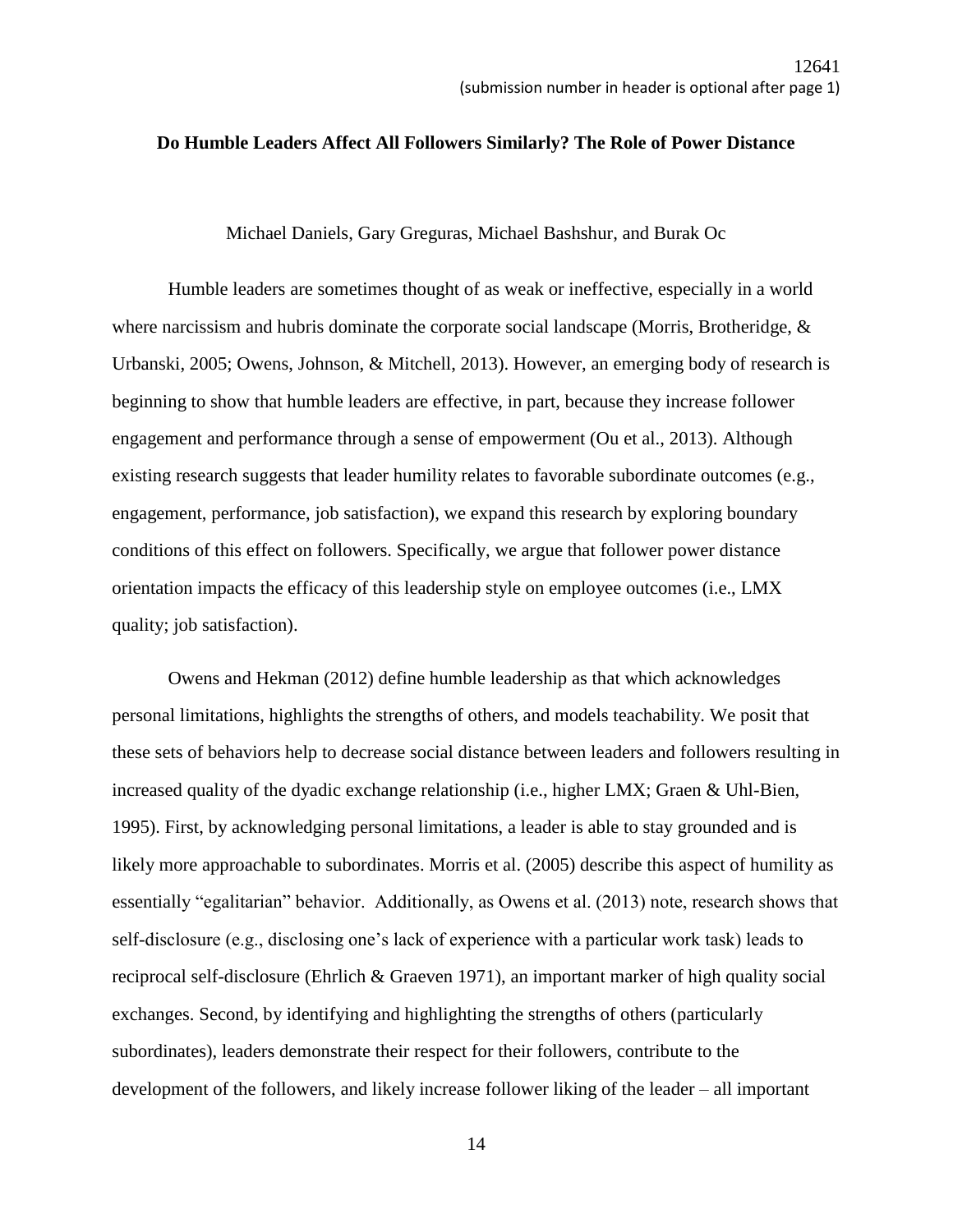**Do Humble Leaders Affect All Followers Similarly? The Role of Power Distance**

Michael Daniels, Gary Greguras, Michael Bashshur, and Burak Oc

Humble leaders are sometimes thought of as weak or ineffective, especially in a world where narcissism and hubris dominate the corporate social landscape (Morris, Brotheridge, & Urbanski, 2005; Owens, Johnson, & Mitchell, 2013). However, an emerging body of research is beginning to show that humble leaders are effective, in part, because they increase follower engagement and performance through a sense of empowerment (Ou et al., 2013). Although existing research suggests that leader humility relates to favorable subordinate outcomes (e.g., engagement, performance, job satisfaction), we expand this research by exploring boundary conditions of this effect on followers. Specifically, we argue that follower power distance orientation impacts the efficacy of this leadership style on employee outcomes (i.e., LMX quality; job satisfaction).

Owens and Hekman (2012) define humble leadership as that which acknowledges personal limitations, highlights the strengths of others, and models teachability. We posit that these sets of behaviors help to decrease social distance between leaders and followers resulting in increased quality of the dyadic exchange relationship (i.e., higher LMX; Graen & Uhl-Bien, 1995). First, by acknowledging personal limitations, a leader is able to stay grounded and is likely more approachable to subordinates. Morris et al. (2005) describe this aspect of humility as essentially "egalitarian" behavior. Additionally, as Owens et al. (2013) note, research shows that self-disclosure (e.g., disclosing one's lack of experience with a particular work task) leads to reciprocal self-disclosure (Ehrlich & Graeven 1971), an important marker of high quality social exchanges. Second, by identifying and highlighting the strengths of others (particularly subordinates), leaders demonstrate their respect for their followers, contribute to the development of the followers, and likely increase follower liking of the leader – all important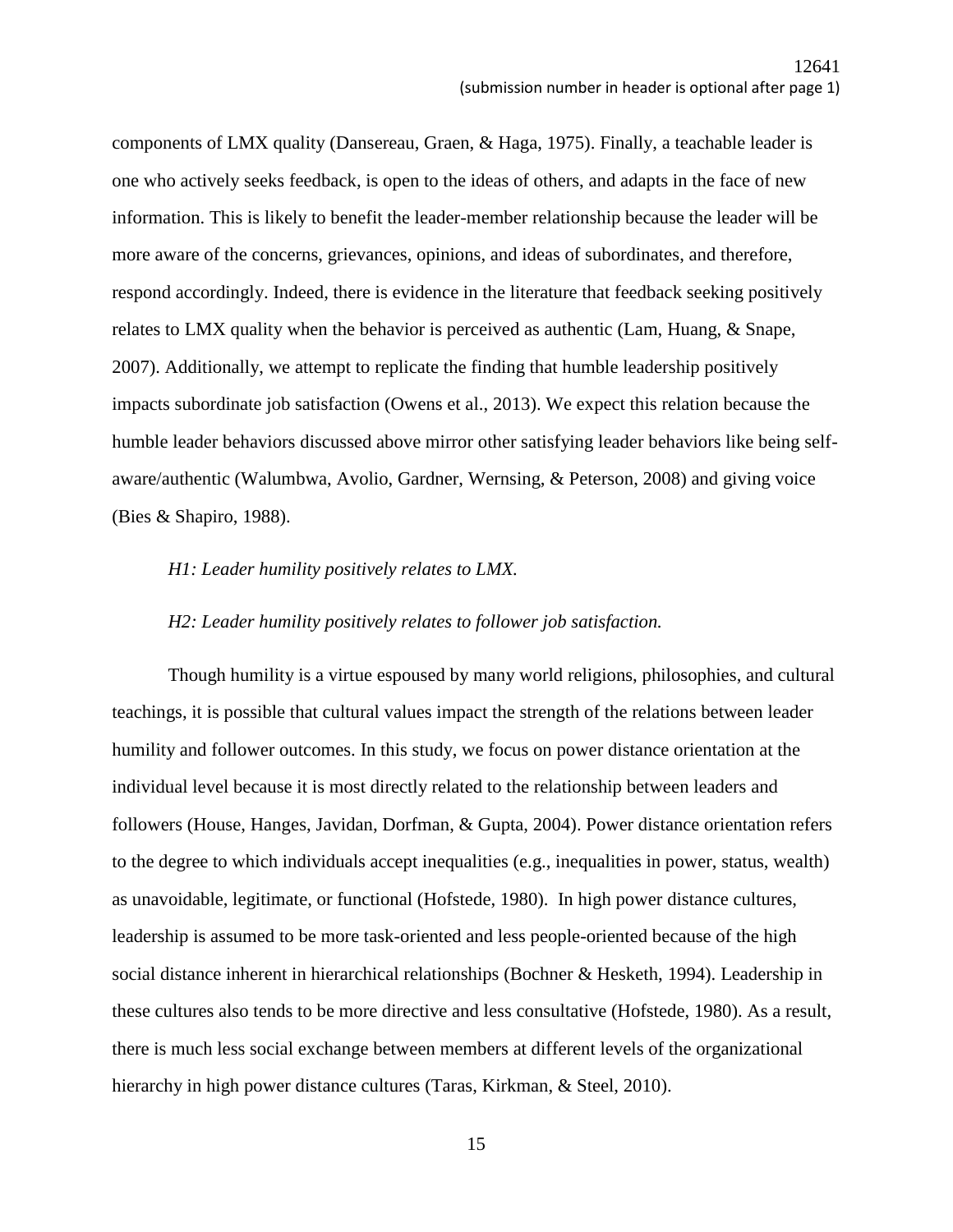components of LMX quality (Dansereau, Graen, & Haga, 1975). Finally, a teachable leader is one who actively seeks feedback, is open to the ideas of others, and adapts in the face of new information. This is likely to benefit the leader-member relationship because the leader will be more aware of the concerns, grievances, opinions, and ideas of subordinates, and therefore, respond accordingly. Indeed, there is evidence in the literature that feedback seeking positively relates to LMX quality when the behavior is perceived as authentic (Lam, Huang, & Snape, 2007). Additionally, we attempt to replicate the finding that humble leadership positively impacts subordinate job satisfaction (Owens et al., 2013). We expect this relation because the humble leader behaviors discussed above mirror other satisfying leader behaviors like being self-aware/authentic (Walumbwa, Avolio, Gardner, Wernsing, & Peterson, 2008) and giving voice (Bies & Shapiro, 1988).

*H1: Leader humility positively relates to LMX.*

*H2: Leader humility positively relates to follower job satisfaction.*

Though humility is a virtue espoused by many world religions, philosophies, and cultural teachings, it is possible that cultural values impact the strength of the relations between leader humility and follower outcomes. In this study, we focus on power distance orientation at the individual level because it is most directly related to the relationship between leaders and followers (House, Hanges, Javidan, Dorfman, & Gupta, 2004). Power distance orientation refers to the degree to which individuals accept inequalities (e.g., inequalities in power, status, wealth) as unavoidable, legitimate, or functional (Hofstede, 1980). In high power distance cultures, leadership is assumed to be more task-oriented and less people-oriented because of the high social distance inherent in hierarchical relationships (Bochner & Hesketh, 1994). Leadership in these cultures also tends to be more directive and less consultative (Hofstede, 1980). As a result, there is much less social exchange between members at different levels of the organizational hierarchy in high power distance cultures (Taras, Kirkman, & Steel, 2010).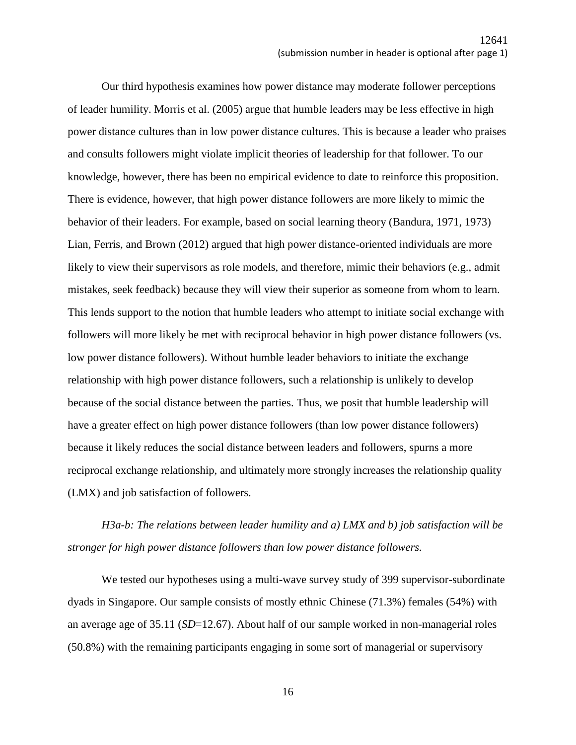Our third hypothesis examines how power distance may moderate follower perceptions of leader humility. Morris et al. (2005) argue that humble leaders may be less effective in high power distance cultures than in low power distance cultures. This is because a leader who praises and consults followers might violate implicit theories of leadership for that follower. To our knowledge, however, there has been no empirical evidence to date to reinforce this proposition. There is evidence, however, that high power distance followers are more likely to mimic the behavior of their leaders. For example, based on social learning theory (Bandura, 1971, 1973) Lian, Ferris, and Brown (2012) argued that high power distance-oriented individuals are more likely to view their supervisors as role models, and therefore, mimic their behaviors (e.g., admit mistakes, seek feedback) because they will view their superior as someone from whom to learn. This lends support to the notion that humble leaders who attempt to initiate social exchange with followers will more likely be met with reciprocal behavior in high power distance followers (vs. low power distance followers). Without humble leader behaviors to initiate the exchange relationship with high power distance followers, such a relationship is unlikely to develop because of the social distance between the parties. Thus, we posit that humble leadership will have a greater effect on high power distance followers (than low power distance followers) because it likely reduces the social distance between leaders and followers, spurns a more reciprocal exchange relationship, and ultimately more strongly increases the relationship quality (LMX) and job satisfaction of followers.

*H3a-b: The relations between leader humility and a) LMX and b) job satisfaction will be stronger for high power distance followers than low power distance followers.*

We tested our hypotheses using a multi-wave survey study of 399 supervisor-subordinate dyads in Singapore. Our sample consists of mostly ethnic Chinese (71.3%) females (54%) with an average age of 35.11 (*SD*=12.67). About half of our sample worked in non-managerial roles (50.8%) with the remaining participants engaging in some sort of managerial or supervisory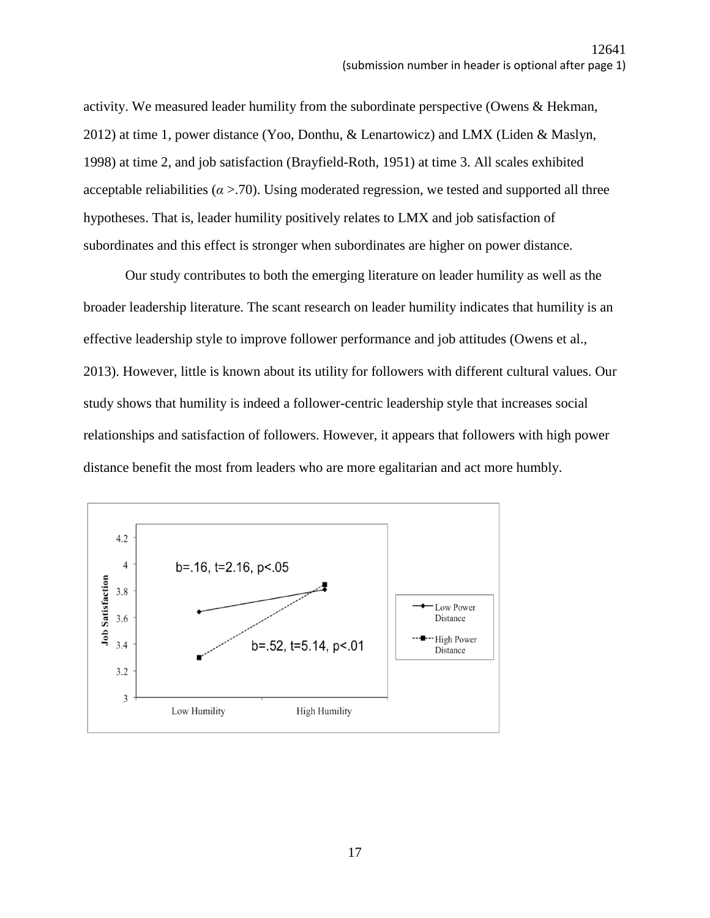activity. We measured leader humility from the subordinate perspective (Owens & Hekman, 2012) at time 1, power distance (Yoo, Donthu, & Lenartowicz) and LMX (Liden & Maslyn, 1998) at time 2, and job satisfaction (Brayfield-Roth, 1951) at time 3. All scales exhibited acceptable reliabilities ($\alpha$ >.70). Using moderated regression, we tested and supported all three hypotheses. That is, leader humility positively relates to LMX and job satisfaction of subordinates and this effect is stronger when subordinates are higher on power distance.

Our study contributes to both the emerging literature on leader humility as well as the broader leadership literature. The scant research on leader humility indicates that humility is an effective leadership style to improve follower performance and job attitudes (Owens et al., 2013). However, little is known about its utility for followers with different cultural values. Our study shows that humility is indeed a follower-centric leadership style that increases social relationships and satisfaction of followers. However, it appears that followers with high power distance benefit the most from leaders who are more egalitarian and act more humbly.

Job Satisfaction

b=.16, t=2.16, p<.05

b=.52, t=5.14, p<.01

Low Humility | High Humility

Low Power Distance

High Power Distance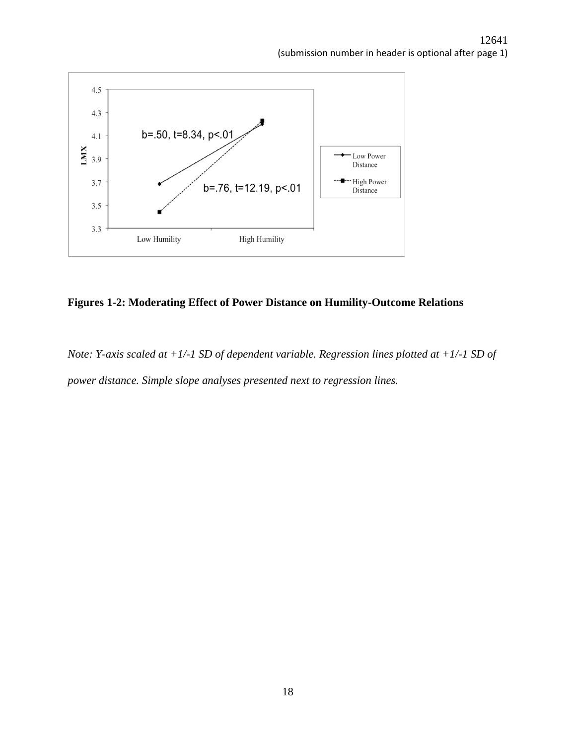**Figures 1-2: Moderating Effect of Power Distance on Humility-Outcome Relations**

*Note: Y-axis scaled at +1/-1 SD of dependent variable. Regression lines plotted at +1/-1 SD of power distance. Simple slope analyses presented next to regression lines.*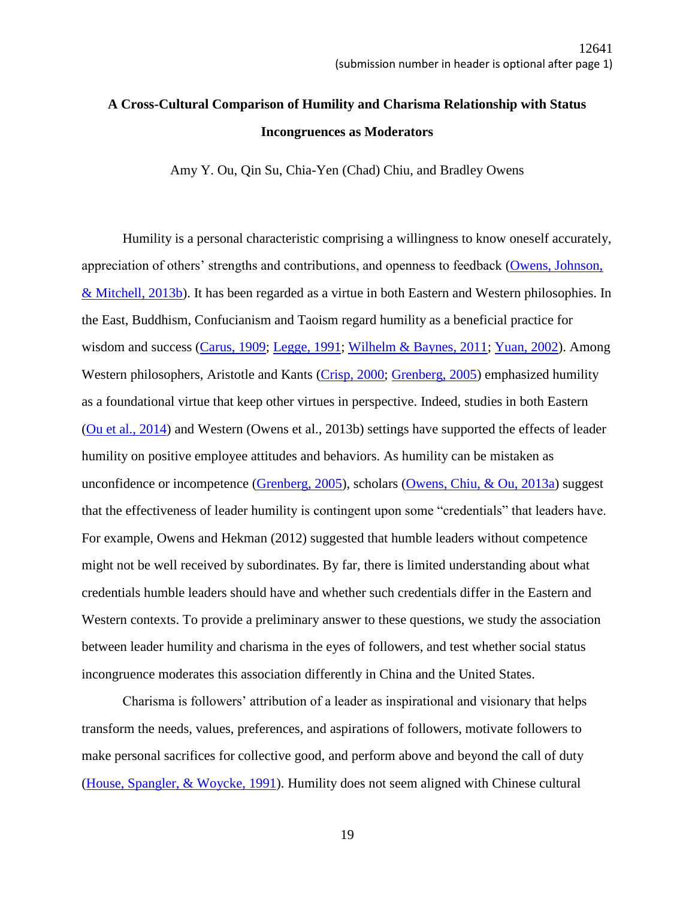# A Cross-Cultural Comparison of Humility and Charisma Relationship with Status Incongruences as Moderators

Amy Y. Ou, Qin Su, Chia-Yen (Chad) Chiu, and Bradley Owens

Humility is a personal characteristic comprising a willingness to know oneself accurately, appreciation of others' strengths and contributions, and openness to feedback (Owens, Johnson, & Mitchell, 2013b). It has been regarded as a virtue in both Eastern and Western philosophies. In the East, Buddhism, Confucianism and Taoism regard humility as a beneficial practice for wisdom and success (Carus, 1909; Legge, 1991; Wilhelm & Baynes, 2011; Yuan, 2002). Among Western philosophers, Aristotle and Kants (Crisp, 2000; Grenberg, 2005) emphasized humility as a foundational virtue that keep other virtues in perspective. Indeed, studies in both Eastern (Ou et al., 2014) and Western (Owens et al., 2013b) settings have supported the effects of leader humility on positive employee attitudes and behaviors. As humility can be mistaken as unconfidence or incompetence (Grenberg, 2005), scholars (Owens, Chiu, & Ou, 2013a) suggest that the effectiveness of leader humility is contingent upon some "credentials" that leaders have. For example, Owens and Hekman (2012) suggested that humble leaders without competence might not be well received by subordinates. By far, there is limited understanding about what credentials humble leaders should have and whether such credentials differ in the Eastern and Western contexts. To provide a preliminary answer to these questions, we study the association between leader humility and charisma in the eyes of followers, and test whether social status incongruence moderates this association differently in China and the United States.

Charisma is followers' attribution of a leader as inspirational and visionary that helps transform the needs, values, preferences, and aspirations of followers, motivate followers to make personal sacrifices for collective good, and perform above and beyond the call of duty (House, Spangler, & Woycke, 1991). Humility does not seem aligned with Chinese cultural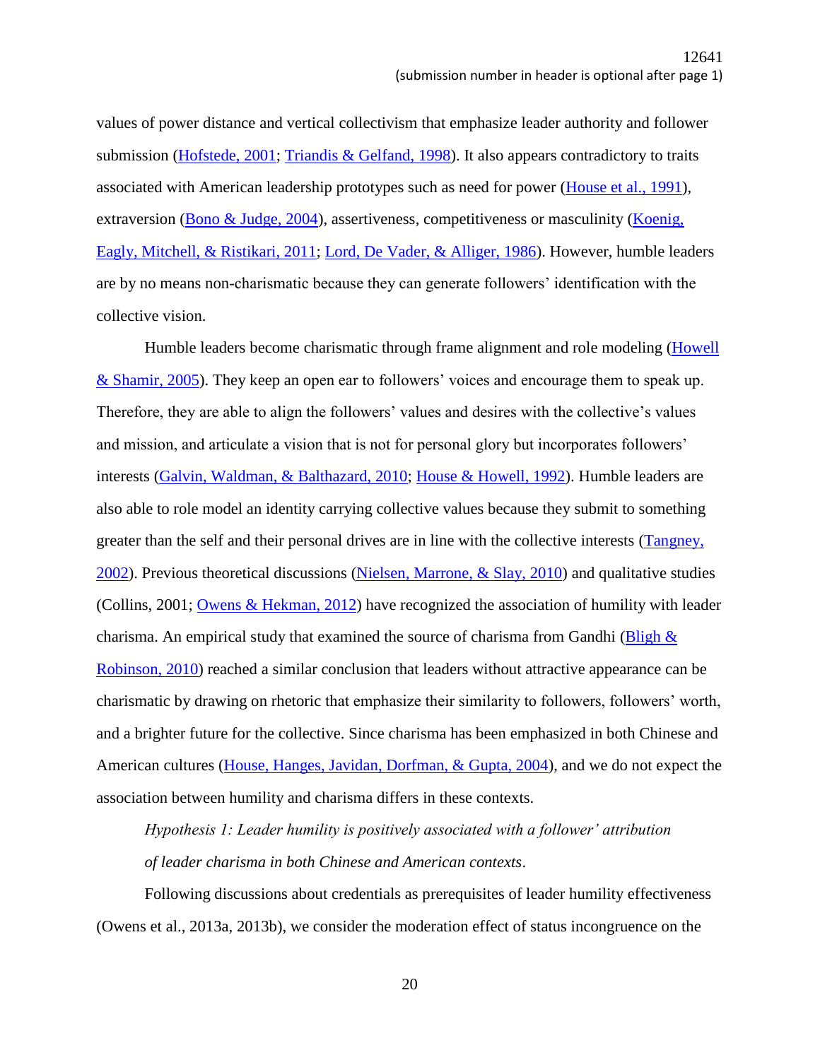values of power distance and vertical collectivism that emphasize leader authority and follower submission (Hofstede, 2001; Triandis & Gelfand, 1998). It also appears contradictory to traits associated with American leadership prototypes such as need for power (House et al., 1991), extraversion (Bono & Judge, 2004), assertiveness, competitiveness or masculinity (Koenig, Eagly, Mitchell, & Ristikari, 2011; Lord, De Vader, & Alliger, 1986). However, humble leaders are by no means non-charismatic because they can generate followers' identification with the collective vision.

Humble leaders become charismatic through frame alignment and role modeling (Howell & Shamir, 2005). They keep an open ear to followers' voices and encourage them to speak up. Therefore, they are able to align the followers' values and desires with the collective's values and mission, and articulate a vision that is not for personal glory but incorporates followers' interests (Galvin, Waldman, & Balthazard, 2010; House & Howell, 1992). Humble leaders are also able to role model an identity carrying collective values because they submit to something greater than the self and their personal drives are in line with the collective interests (Tangney, 2002). Previous theoretical discussions (Nielsen, Marrone, & Slay, 2010) and qualitative studies (Collins, 2001; Owens & Hekman, 2012) have recognized the association of humility with leader charisma. An empirical study that examined the source of charisma from Gandhi (Bligh & Robinson, 2010) reached a similar conclusion that leaders without attractive appearance can be charismatic by drawing on rhetoric that emphasize their similarity to followers, followers' worth, and a brighter future for the collective. Since charisma has been emphasized in both Chinese and American cultures (House, Hanges, Javidan, Dorfman, & Gupta, 2004), and we do not expect the association between humility and charisma differs in these contexts.

*Hypothesis 1: Leader humility is positively associated with a follower' attribution of leader charisma in both Chinese and American contexts*.

Following discussions about credentials as prerequisites of leader humility effectiveness (Owens et al., 2013a, 2013b), we consider the moderation effect of status incongruence on the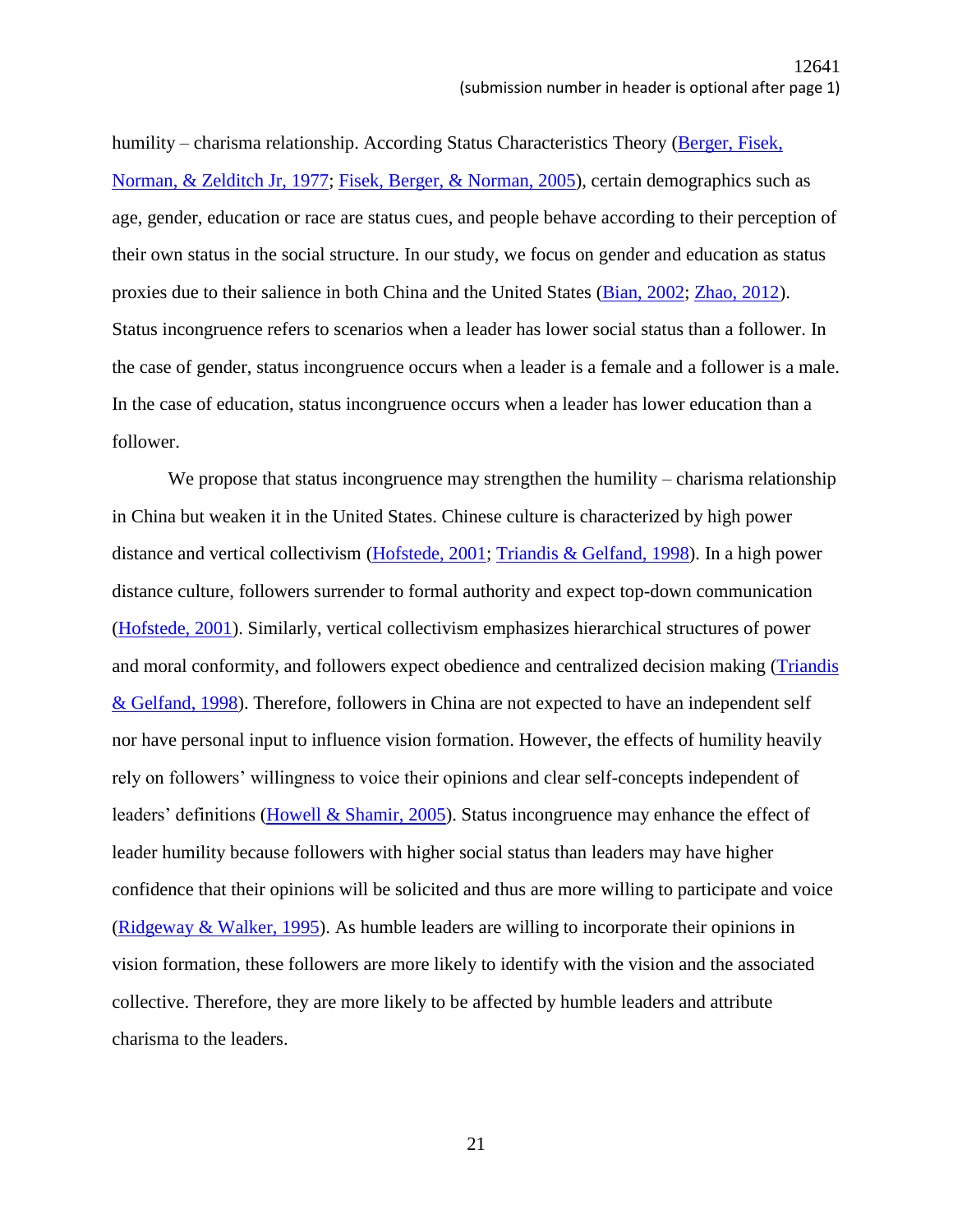humility – charisma relationship. According Status Characteristics Theory (Berger, Fisek, Norman, & Zelditch Jr, 1977; Fisek, Berger, & Norman, 2005), certain demographics such as age, gender, education or race are status cues, and people behave according to their perception of their own status in the social structure. In our study, we focus on gender and education as status proxies due to their salience in both China and the United States (Bian, 2002; Zhao, 2012). Status incongruence refers to scenarios when a leader has lower social status than a follower. In the case of gender, status incongruence occurs when a leader is a female and a follower is a male. In the case of education, status incongruence occurs when a leader has lower education than a follower.

We propose that status incongruence may strengthen the humility – charisma relationship in China but weaken it in the United States. Chinese culture is characterized by high power distance and vertical collectivism (Hofstede, 2001; Triandis & Gelfand, 1998). In a high power distance culture, followers surrender to formal authority and expect top-down communication (Hofstede, 2001). Similarly, vertical collectivism emphasizes hierarchical structures of power and moral conformity, and followers expect obedience and centralized decision making (Triandis & Gelfand, 1998). Therefore, followers in China are not expected to have an independent self nor have personal input to influence vision formation. However, the effects of humility heavily rely on followers' willingness to voice their opinions and clear self-concepts independent of leaders' definitions (Howell & Shamir, 2005). Status incongruence may enhance the effect of leader humility because followers with higher social status than leaders may have higher confidence that their opinions will be solicited and thus are more willing to participate and voice (Ridgeway & Walker, 1995). As humble leaders are willing to incorporate their opinions in vision formation, these followers are more likely to identify with the vision and the associated collective. Therefore, they are more likely to be affected by humble leaders and attribute charisma to the leaders.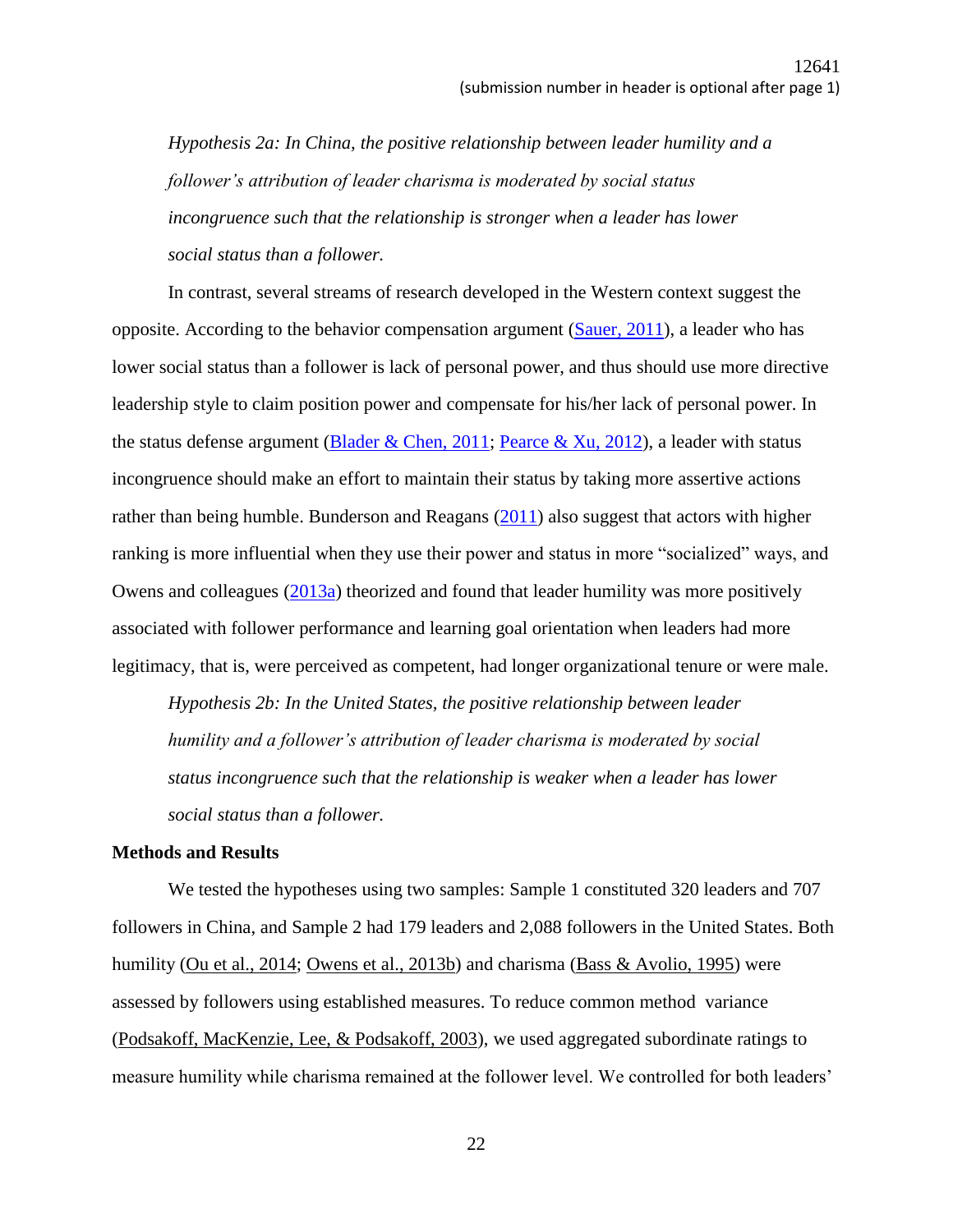*Hypothesis 2a: In China, the positive relationship between leader humility and a follower's attribution of leader charisma is moderated by social status incongruence such that the relationship is stronger when a leader has lower social status than a follower.*

In contrast, several streams of research developed in the Western context suggest the opposite. According to the behavior compensation argument (Sauer, 2011), a leader who has lower social status than a follower is lack of personal power, and thus should use more directive leadership style to claim position power and compensate for his/her lack of personal power. In the status defense argument (Blader & Chen, 2011; Pearce & Xu, 2012), a leader with status incongruence should make an effort to maintain their status by taking more assertive actions rather than being humble. Bunderson and Reagans (2011) also suggest that actors with higher ranking is more influential when they use their power and status in more "socialized" ways, and Owens and colleagues (2013a) theorized and found that leader humility was more positively associated with follower performance and learning goal orientation when leaders had more legitimacy, that is, were perceived as competent, had longer organizational tenure or were male.

*Hypothesis 2b: In the United States, the positive relationship between leader humility and a follower's attribution of leader charisma is moderated by social status incongruence such that the relationship is weaker when a leader has lower social status than a follower.*

**Methods and Results**

We tested the hypotheses using two samples: Sample 1 constituted 320 leaders and 707 followers in China, and Sample 2 had 179 leaders and 2,088 followers in the United States. Both humility (Ou et al., 2014; Owens et al., 2013b) and charisma (Bass & Avolio, 1995) were assessed by followers using established measures. To reduce common method variance (Podsakoff, MacKenzie, Lee, & Podsakoff, 2003), we used aggregated subordinate ratings to measure humility while charisma remained at the follower level. We controlled for both leaders'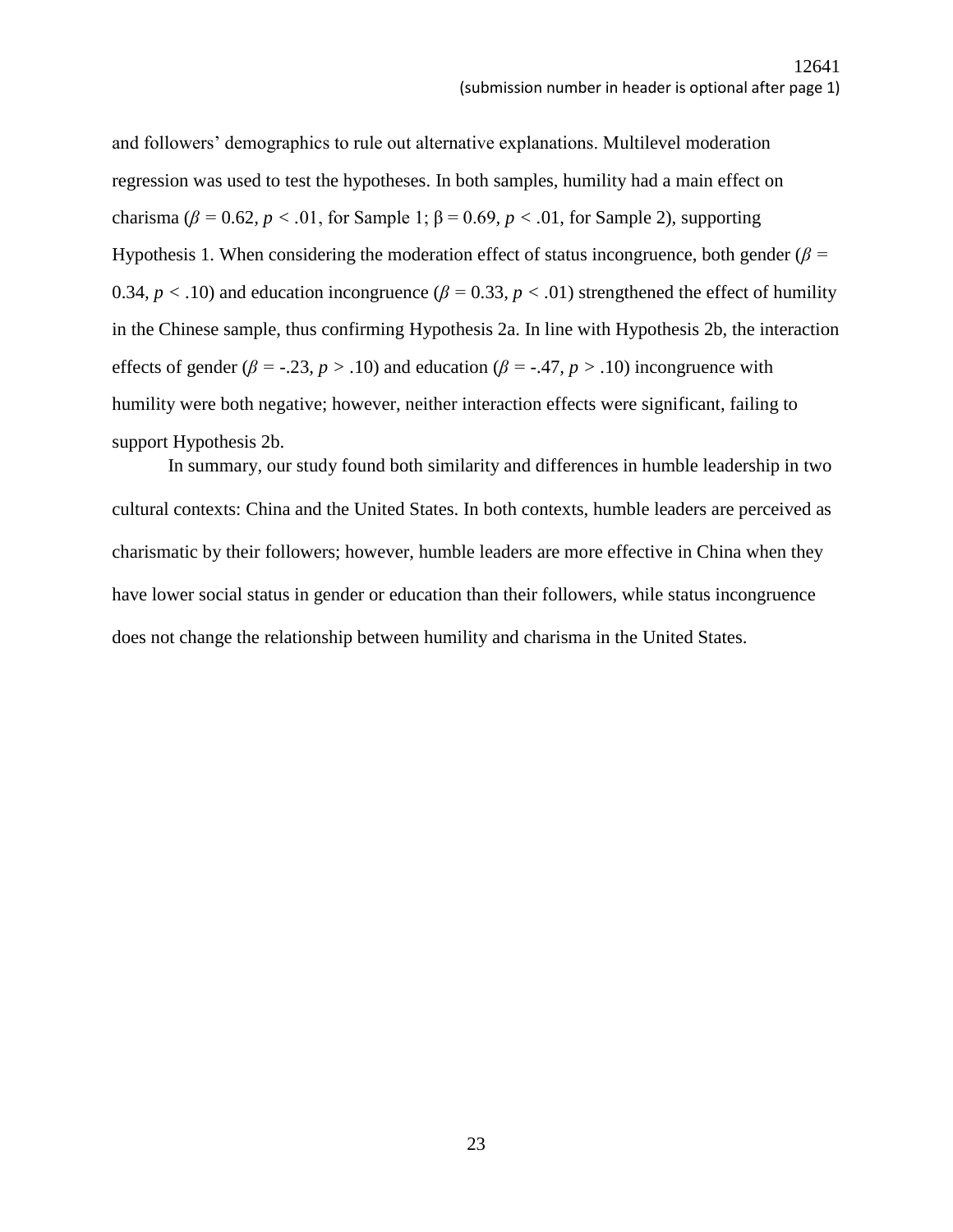and followers' demographics to rule out alternative explanations. Multilevel moderation regression was used to test the hypotheses. In both samples, humility had a main effect on charisma ($\beta = 0.62$, $p < .01$, for Sample 1; $\beta = 0.69$, $p < .01$, for Sample 2), supporting Hypothesis 1. When considering the moderation effect of status incongruence, both gender ($\beta = 0.34$, $p < .10$) and education incongruence ($\beta = 0.33$, $p < .01$) strengthened the effect of humility in the Chinese sample, thus confirming Hypothesis 2a. In line with Hypothesis 2b, the interaction effects of gender ($\beta = -.23$, $p > .10$) and education ($\beta = -.47$, $p > .10$) incongruence with humility were both negative; however, neither interaction effects were significant, failing to support Hypothesis 2b.

In summary, our study found both similarity and differences in humble leadership in two cultural contexts: China and the United States. In both contexts, humble leaders are perceived as charismatic by their followers; however, humble leaders are more effective in China when they have lower social status in gender or education than their followers, while status incongruence does not change the relationship between humility and charisma in the United States.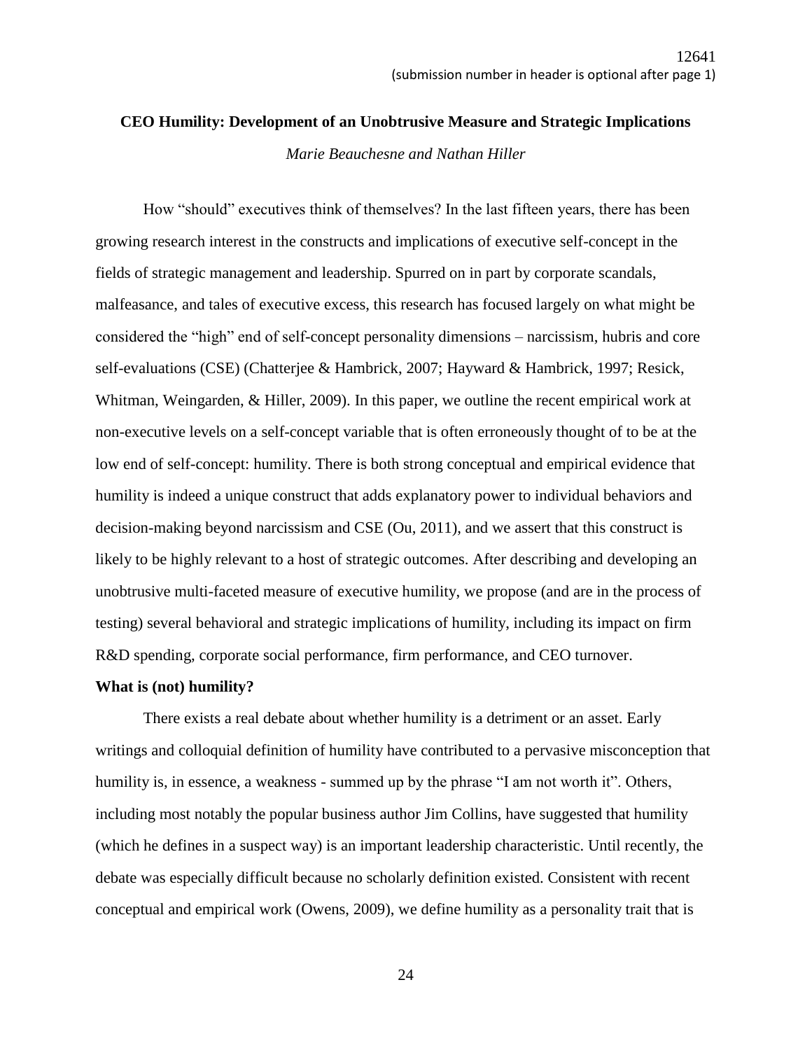# CEO Humility: Development of an Unobtrusive Measure and Strategic Implications

*Marie Beauchesne and Nathan Hiller*

How "should" executives think of themselves? In the last fifteen years, there has been growing research interest in the constructs and implications of executive self-concept in the fields of strategic management and leadership. Spurred on in part by corporate scandals, malfeasance, and tales of executive excess, this research has focused largely on what might be considered the "high" end of self-concept personality dimensions – narcissism, hubris and core self-evaluations (CSE) (Chatterjee & Hambrick, 2007; Hayward & Hambrick, 1997; Resick, Whitman, Weingarden, & Hiller, 2009). In this paper, we outline the recent empirical work at non-executive levels on a self-concept variable that is often erroneously thought of to be at the low end of self-concept: humility. There is both strong conceptual and empirical evidence that humility is indeed a unique construct that adds explanatory power to individual behaviors and decision-making beyond narcissism and CSE (Ou, 2011), and we assert that this construct is likely to be highly relevant to a host of strategic outcomes. After describing and developing an unobtrusive multi-faceted measure of executive humility, we propose (and are in the process of testing) several behavioral and strategic implications of humility, including its impact on firm R&D spending, corporate social performance, firm performance, and CEO turnover.

**What is (not) humility?**

There exists a real debate about whether humility is a detriment or an asset. Early writings and colloquial definition of humility have contributed to a pervasive misconception that humility is, in essence, a weakness - summed up by the phrase "I am not worth it". Others, including most notably the popular business author Jim Collins, have suggested that humility (which he defines in a suspect way) is an important leadership characteristic. Until recently, the debate was especially difficult because no scholarly definition existed. Consistent with recent conceptual and empirical work (Owens, 2009), we define humility as a personality trait that is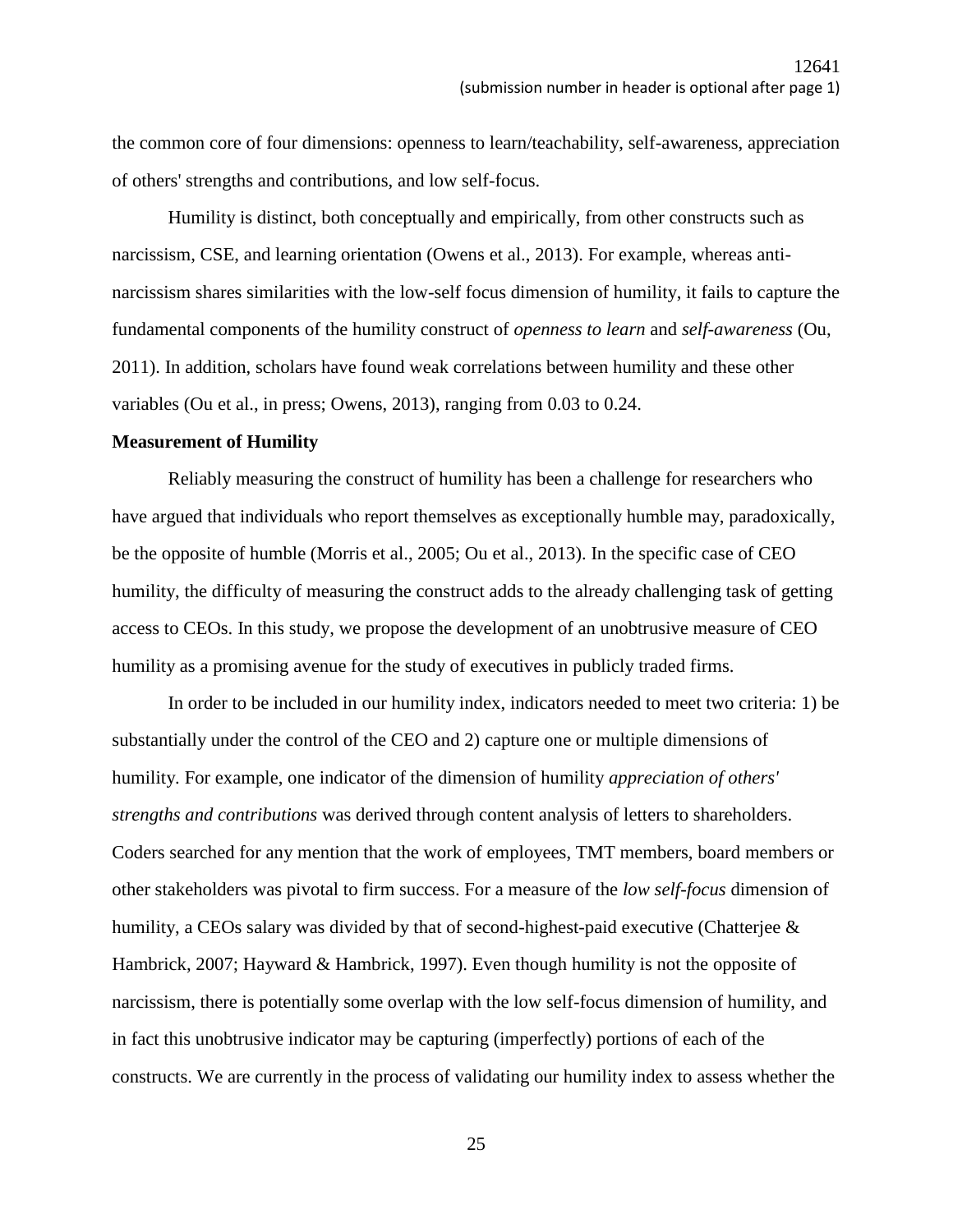the common core of four dimensions: openness to learn/teachability, self-awareness, appreciation of others' strengths and contributions, and low self-focus.

Humility is distinct, both conceptually and empirically, from other constructs such as narcissism, CSE, and learning orientation (Owens et al., 2013). For example, whereas anti-narcissism shares similarities with the low-self focus dimension of humility, it fails to capture the fundamental components of the humility construct of *openness to learn* and *self-awareness* (Ou, 2011). In addition, scholars have found weak correlations between humility and these other variables (Ou et al., in press; Owens, 2013), ranging from 0.03 to 0.24.

**Measurement of Humility**

Reliably measuring the construct of humility has been a challenge for researchers who have argued that individuals who report themselves as exceptionally humble may, paradoxically, be the opposite of humble (Morris et al., 2005; Ou et al., 2013). In the specific case of CEO humility, the difficulty of measuring the construct adds to the already challenging task of getting access to CEOs. In this study, we propose the development of an unobtrusive measure of CEO humility as a promising avenue for the study of executives in publicly traded firms.

In order to be included in our humility index, indicators needed to meet two criteria: 1) be substantially under the control of the CEO and 2) capture one or multiple dimensions of humility. For example, one indicator of the dimension of humility *appreciation of others' strengths and contributions* was derived through content analysis of letters to shareholders. Coders searched for any mention that the work of employees, TMT members, board members or other stakeholders was pivotal to firm success. For a measure of the *low self-focus* dimension of humility, a CEOs salary was divided by that of second-highest-paid executive (Chatterjee & Hambrick, 2007; Hayward & Hambrick, 1997). Even though humility is not the opposite of narcissism, there is potentially some overlap with the low self-focus dimension of humility, and in fact this unobtrusive indicator may be capturing (imperfectly) portions of each of the constructs. We are currently in the process of validating our humility index to assess whether the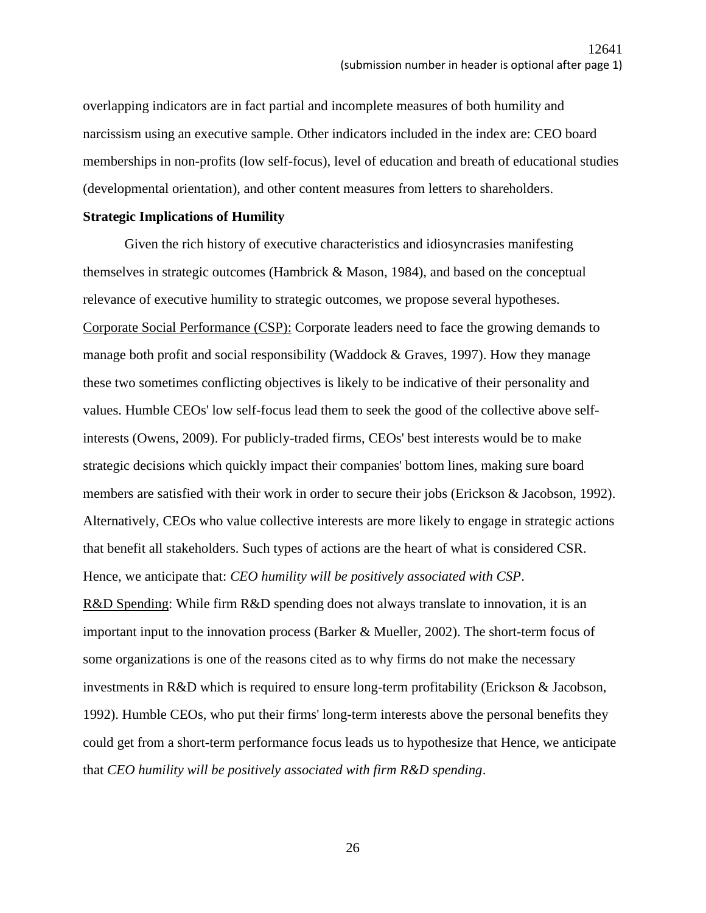overlapping indicators are in fact partial and incomplete measures of both humility and narcissism using an executive sample. Other indicators included in the index are: CEO board memberships in non-profits (low self-focus), level of education and breath of educational studies (developmental orientation), and other content measures from letters to shareholders.

**Strategic Implications of Humility**

Given the rich history of executive characteristics and idiosyncrasies manifesting themselves in strategic outcomes (Hambrick & Mason, 1984), and based on the conceptual relevance of executive humility to strategic outcomes, we propose several hypotheses.

<u>Corporate Social Performance (CSP):</u> Corporate leaders need to face the growing demands to manage both profit and social responsibility (Waddock & Graves, 1997). How they manage these two sometimes conflicting objectives is likely to be indicative of their personality and values. Humble CEOs' low self-focus lead them to seek the good of the collective above self-interests (Owens, 2009). For publicly-traded firms, CEOs' best interests would be to make strategic decisions which quickly impact their companies' bottom lines, making sure board members are satisfied with their work in order to secure their jobs (Erickson & Jacobson, 1992). Alternatively, CEOs who value collective interests are more likely to engage in strategic actions that benefit all stakeholders. Such types of actions are the heart of what is considered CSR. Hence, we anticipate that: *CEO humility will be positively associated with CSP*.

<u>R&D Spending</u>: While firm R&D spending does not always translate to innovation, it is an important input to the innovation process (Barker & Mueller, 2002). The short-term focus of some organizations is one of the reasons cited as to why firms do not make the necessary investments in R&D which is required to ensure long-term profitability (Erickson & Jacobson, 1992). Humble CEOs, who put their firms' long-term interests above the personal benefits they could get from a short-term performance focus leads us to hypothesize that Hence, we anticipate that *CEO humility will be positively associated with firm R&D spending*.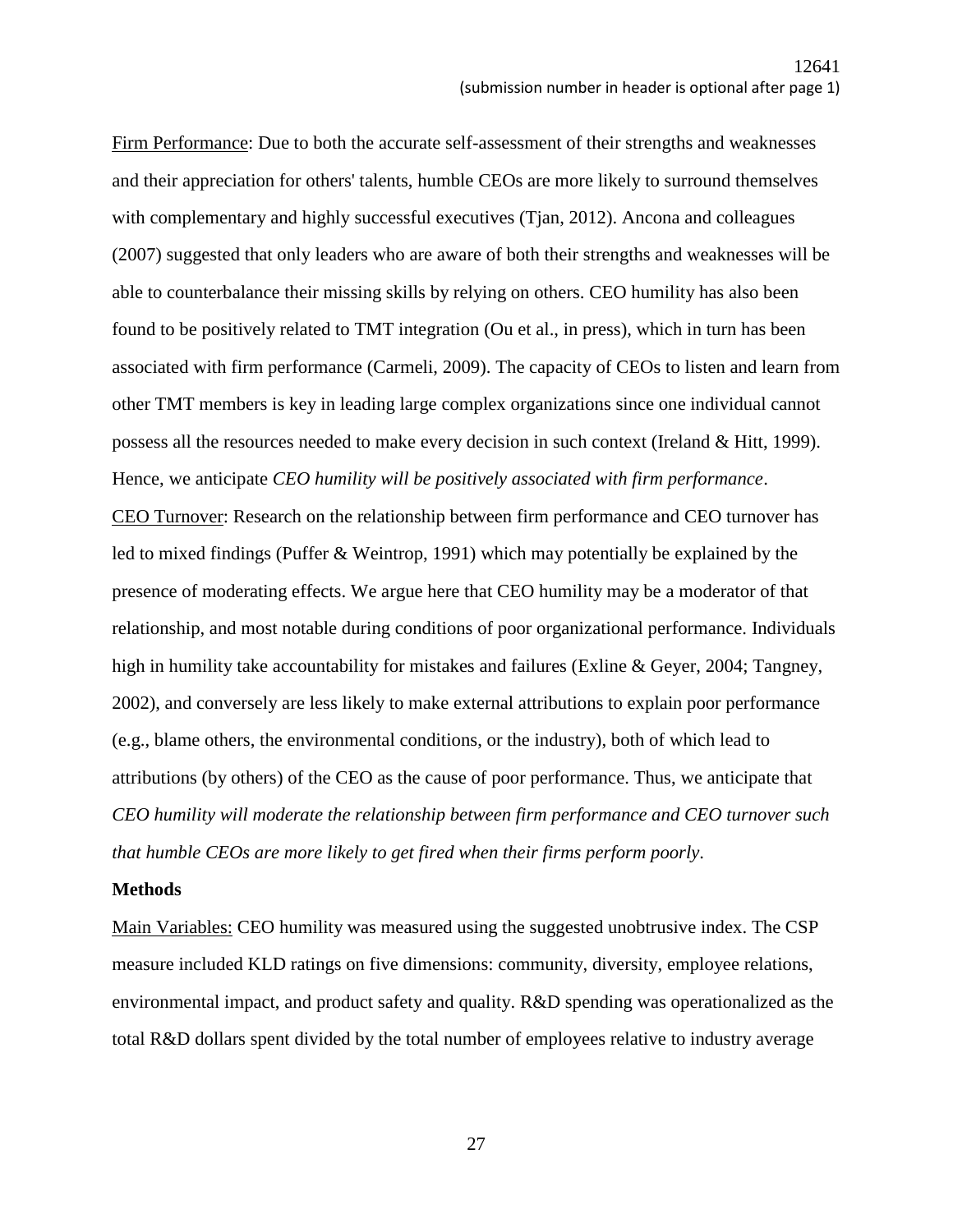Firm Performance: Due to both the accurate self-assessment of their strengths and weaknesses and their appreciation for others' talents, humble CEOs are more likely to surround themselves with complementary and highly successful executives (Tjan, 2012). Ancona and colleagues (2007) suggested that only leaders who are aware of both their strengths and weaknesses will be able to counterbalance their missing skills by relying on others. CEO humility has also been found to be positively related to TMT integration (Ou et al., in press), which in turn has been associated with firm performance (Carmeli, 2009). The capacity of CEOs to listen and learn from other TMT members is key in leading large complex organizations since one individual cannot possess all the resources needed to make every decision in such context (Ireland & Hitt, 1999). Hence, we anticipate *CEO humility will be positively associated with firm performance*.

CEO Turnover: Research on the relationship between firm performance and CEO turnover has led to mixed findings (Puffer & Weintrop, 1991) which may potentially be explained by the presence of moderating effects. We argue here that CEO humility may be a moderator of that relationship, and most notable during conditions of poor organizational performance. Individuals high in humility take accountability for mistakes and failures (Exline & Geyer, 2004; Tangney, 2002), and conversely are less likely to make external attributions to explain poor performance (e.g., blame others, the environmental conditions, or the industry), both of which lead to attributions (by others) of the CEO as the cause of poor performance. Thus, we anticipate that *CEO humility will moderate the relationship between firm performance and CEO turnover such that humble CEOs are more likely to get fired when their firms perform poorly*.

**Methods**

Main Variables: CEO humility was measured using the suggested unobtrusive index. The CSP measure included KLD ratings on five dimensions: community, diversity, employee relations, environmental impact, and product safety and quality. R&D spending was operationalized as the total R&D dollars spent divided by the total number of employees relative to industry average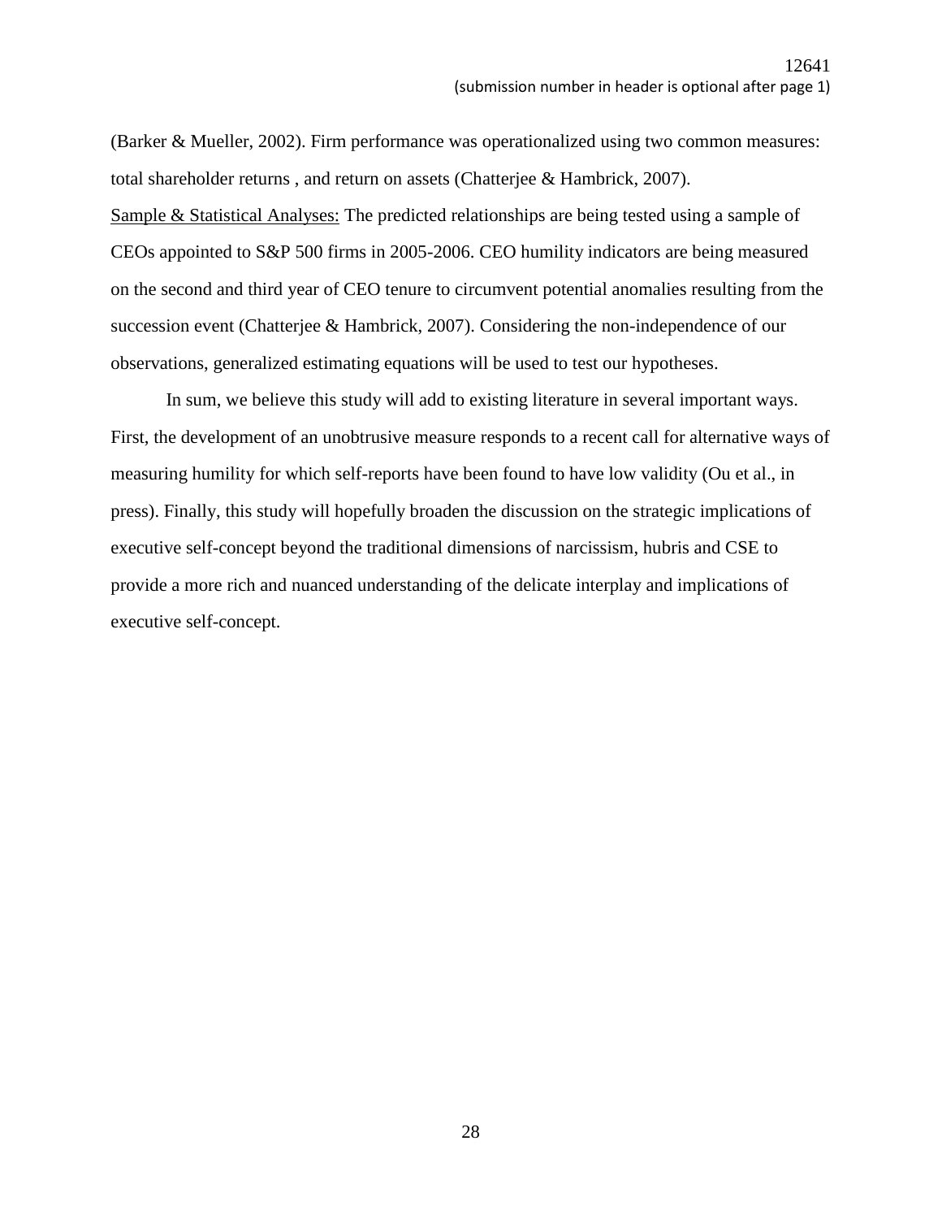(Barker & Mueller, 2002). Firm performance was operationalized using two common measures: total shareholder returns , and return on assets (Chatterjee & Hambrick, 2007).

<u>Sample & Statistical Analyses:</u> The predicted relationships are being tested using a sample of CEOs appointed to S&P 500 firms in 2005-2006. CEO humility indicators are being measured on the second and third year of CEO tenure to circumvent potential anomalies resulting from the succession event (Chatterjee & Hambrick, 2007). Considering the non-independence of our observations, generalized estimating equations will be used to test our hypotheses.

In sum, we believe this study will add to existing literature in several important ways. First, the development of an unobtrusive measure responds to a recent call for alternative ways of measuring humility for which self-reports have been found to have low validity (Ou et al., in press). Finally, this study will hopefully broaden the discussion on the strategic implications of executive self-concept beyond the traditional dimensions of narcissism, hubris and CSE to provide a more rich and nuanced understanding of the delicate interplay and implications of executive self-concept.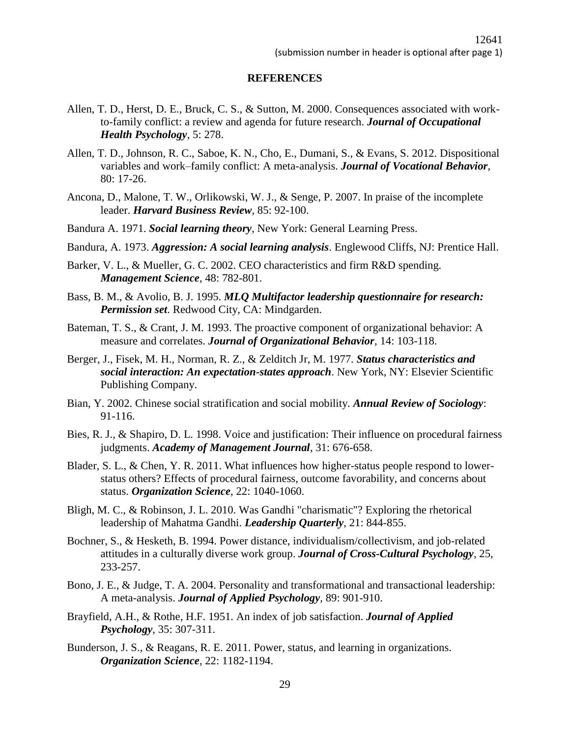## REFERENCES

Allen, T. D., Herst, D. E., Bruck, C. S., & Sutton, M. 2000. Consequences associated with work-to-family conflict: a review and agenda for future research. ***Journal of Occupational Health Psychology***, 5: 278.

Allen, T. D., Johnson, R. C., Saboe, K. N., Cho, E., Dumani, S., & Evans, S. 2012. Dispositional variables and work–family conflict: A meta-analysis. ***Journal of Vocational Behavior***, 80: 17-26.

Ancona, D., Malone, T. W., Orlikowski, W. J., & Senge, P. 2007. In praise of the incomplete leader. ***Harvard Business Review***, 85: 92-100.

Bandura A. 1971. ***Social learning theory***, New York: General Learning Press.

Bandura, A. 1973. ***Aggression: A social learning analysis***. Englewood Cliffs, NJ: Prentice Hall.

Barker, V. L., & Mueller, G. C. 2002. CEO characteristics and firm R&D spending. ***Management Science***, 48: 782-801.

Bass, B. M., & Avolio, B. J. 1995. ***MLQ Multifactor leadership questionnaire for research: Permission set***. Redwood City, CA: Mindgarden.

Bateman, T. S., & Crant, J. M. 1993. The proactive component of organizational behavior: A measure and correlates. ***Journal of Organizational Behavior***, 14: 103-118.

Berger, J., Fisek, M. H., Norman, R. Z., & Zelditch Jr, M. 1977. ***Status characteristics and social interaction: An expectation-states approach***. New York, NY: Elsevier Scientific Publishing Company.

Bian, Y. 2002. Chinese social stratification and social mobility. ***Annual Review of Sociology***: 91-116.

Bies, R. J., & Shapiro, D. L. 1998. Voice and justification: Their influence on procedural fairness judgments. ***Academy of Management Journal***, 31: 676-658.

Blader, S. L., & Chen, Y. R. 2011. What influences how higher-status people respond to lower-status others? Effects of procedural fairness, outcome favorability, and concerns about status. ***Organization Science***, 22: 1040-1060.

Bligh, M. C., & Robinson, J. L. 2010. Was Gandhi "charismatic"? Exploring the rhetorical leadership of Mahatma Gandhi. ***Leadership Quarterly***, 21: 844-855.

Bochner, S., & Hesketh, B. 1994. Power distance, individualism/collectivism, and job-related attitudes in a culturally diverse work group. ***Journal of Cross-Cultural Psychology***, 25, 233-257.

Bono, J. E., & Judge, T. A. 2004. Personality and transformational and transactional leadership: A meta-analysis. ***Journal of Applied Psychology***, 89: 901-910.

Brayfield, A.H., & Rothe, H.F. 1951. An index of job satisfaction. ***Journal of Applied Psychology***, 35: 307-311.

Bunderson, J. S., & Reagans, R. E. 2011. Power, status, and learning in organizations. ***Organization Science***, 22: 1182-1194.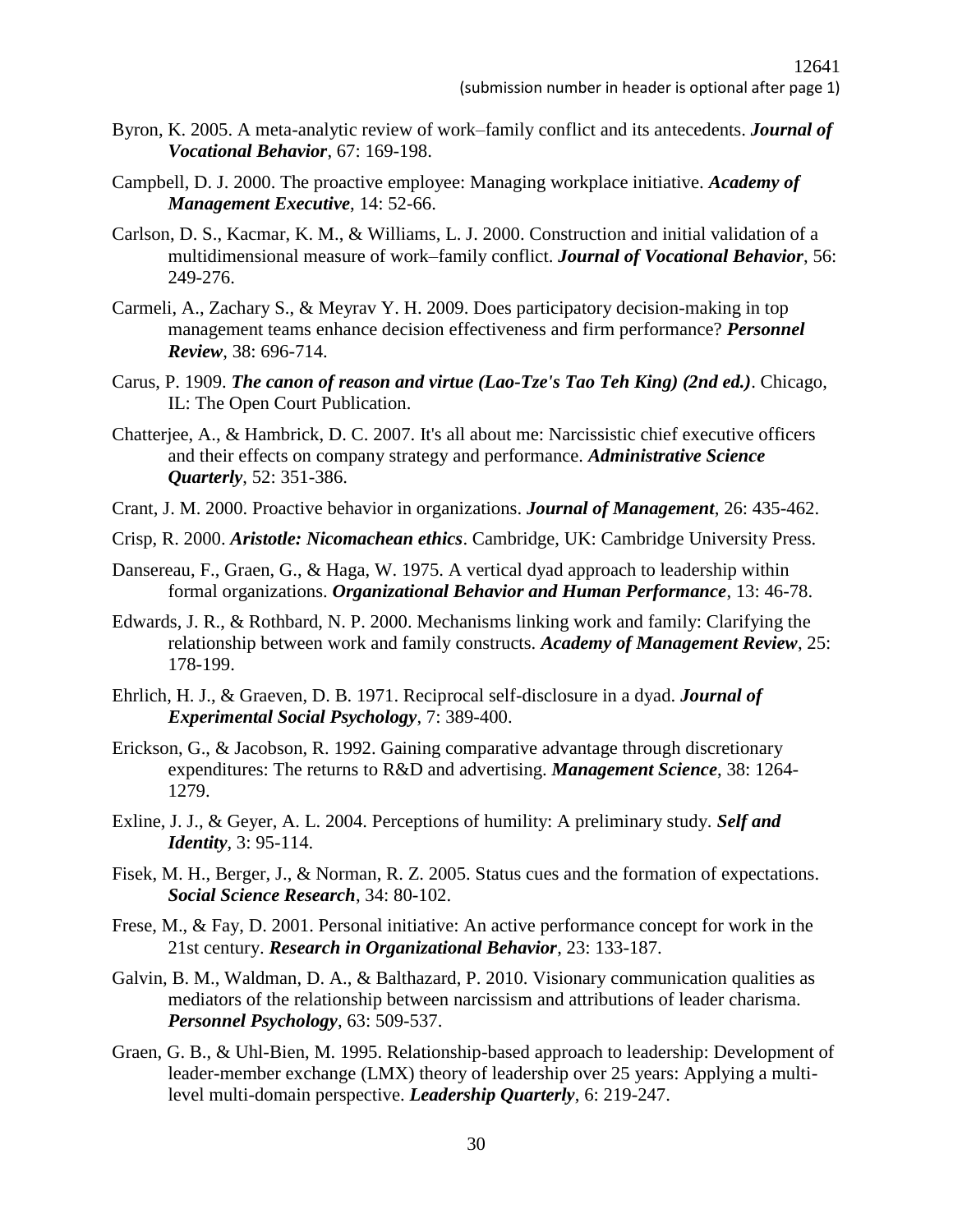Byron, K. 2005. A meta-analytic review of work–family conflict and its antecedents. ***Journal of Vocational Behavior***, 67: 169-198.

Campbell, D. J. 2000. The proactive employee: Managing workplace initiative. ***Academy of Management Executive***, 14: 52-66.

Carlson, D. S., Kacmar, K. M., & Williams, L. J. 2000. Construction and initial validation of a multidimensional measure of work–family conflict. ***Journal of Vocational Behavior***, 56: 249-276.

Carmeli, A., Zachary S., & Meyrav Y. H. 2009. Does participatory decision-making in top management teams enhance decision effectiveness and firm performance? ***Personnel Review***, 38: 696-714.

Carus, P. 1909. ***The canon of reason and virtue (Lao-Tze's Tao Teh King) (2nd ed.)***. Chicago, IL: The Open Court Publication.

Chatterjee, A., & Hambrick, D. C. 2007. It's all about me: Narcissistic chief executive officers and their effects on company strategy and performance. ***Administrative Science Quarterly***, 52: 351-386.

Crant, J. M. 2000. Proactive behavior in organizations. ***Journal of Management***, 26: 435-462.

Crisp, R. 2000. ***Aristotle: Nicomachean ethics***. Cambridge, UK: Cambridge University Press.

Dansereau, F., Graen, G., & Haga, W. 1975. A vertical dyad approach to leadership within formal organizations. ***Organizational Behavior and Human Performance***, 13: 46-78.

Edwards, J. R., & Rothbard, N. P. 2000. Mechanisms linking work and family: Clarifying the relationship between work and family constructs. ***Academy of Management Review***, 25: 178-199.

Ehrlich, H. J., & Graeven, D. B. 1971. Reciprocal self-disclosure in a dyad. ***Journal of Experimental Social Psychology***, 7: 389-400.

Erickson, G., & Jacobson, R. 1992. Gaining comparative advantage through discretionary expenditures: The returns to R&D and advertising. ***Management Science***, 38: 1264-1279.

Exline, J. J., & Geyer, A. L. 2004. Perceptions of humility: A preliminary study. ***Self and Identity***, 3: 95-114.

Fisek, M. H., Berger, J., & Norman, R. Z. 2005. Status cues and the formation of expectations. ***Social Science Research***, 34: 80-102.

Frese, M., & Fay, D. 2001. Personal initiative: An active performance concept for work in the 21st century. ***Research in Organizational Behavior***, 23: 133-187.

Galvin, B. M., Waldman, D. A., & Balthazard, P. 2010. Visionary communication qualities as mediators of the relationship between narcissism and attributions of leader charisma. ***Personnel Psychology***, 63: 509-537.

Graen, G. B., & Uhl-Bien, M. 1995. Relationship-based approach to leadership: Development of leader-member exchange (LMX) theory of leadership over 25 years: Applying a multi-level multi-domain perspective. ***Leadership Quarterly***, 6: 219-247.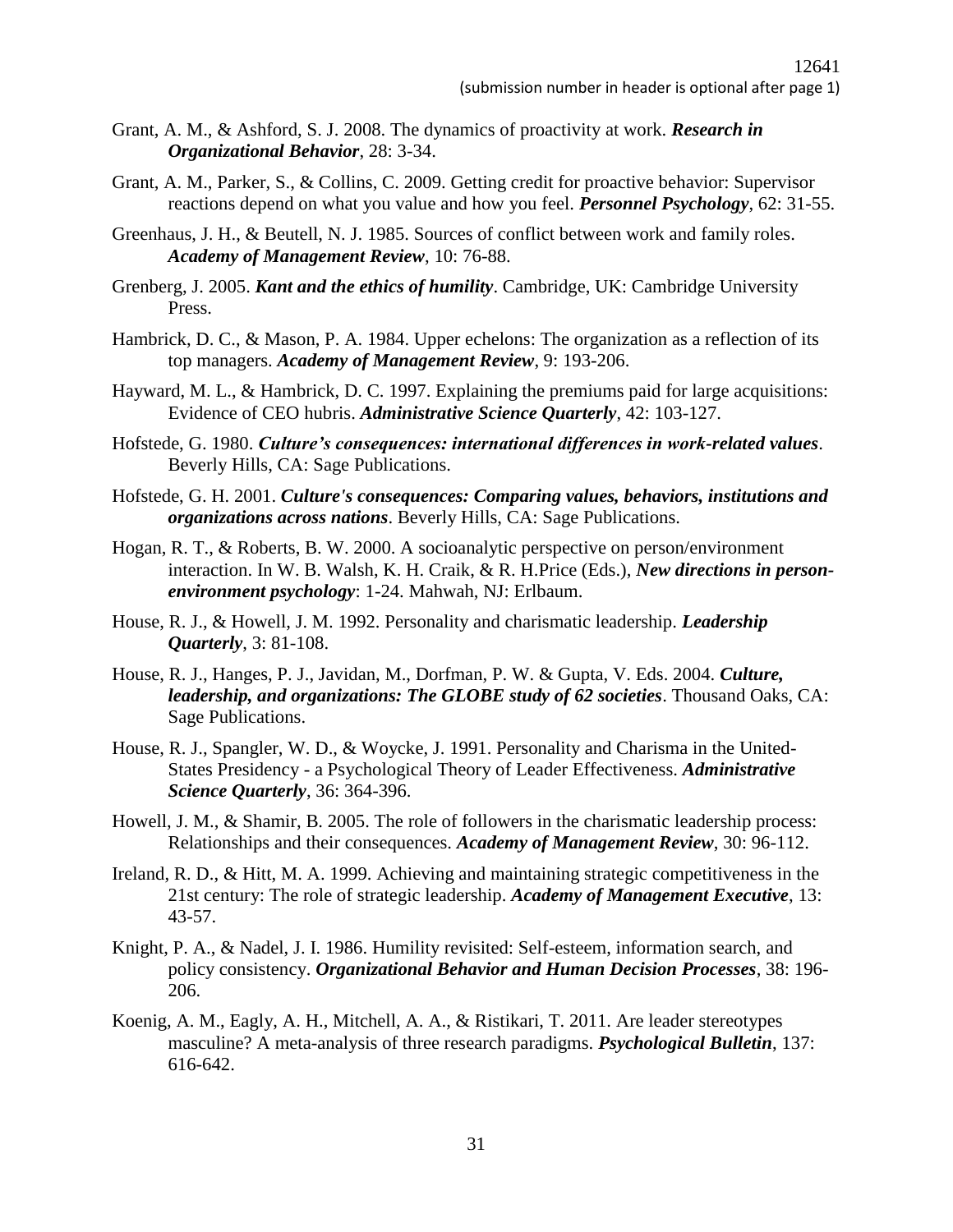Grant, A. M., & Ashford, S. J. 2008. The dynamics of proactivity at work. ***Research in Organizational Behavior***, 28: 3-34.

Grant, A. M., Parker, S., & Collins, C. 2009. Getting credit for proactive behavior: Supervisor reactions depend on what you value and how you feel. ***Personnel Psychology***, 62: 31-55.

Greenhaus, J. H., & Beutell, N. J. 1985. Sources of conflict between work and family roles. ***Academy of Management Review***, 10: 76-88.

Grenberg, J. 2005. ***Kant and the ethics of humility***. Cambridge, UK: Cambridge University Press.

Hambrick, D. C., & Mason, P. A. 1984. Upper echelons: The organization as a reflection of its top managers. ***Academy of Management Review***, 9: 193-206.

Hayward, M. L., & Hambrick, D. C. 1997. Explaining the premiums paid for large acquisitions: Evidence of CEO hubris. ***Administrative Science Quarterly***, 42: 103-127.

Hofstede, G. 1980. ***Culture's consequences: international differences in work-related values***. Beverly Hills, CA: Sage Publications.

Hofstede, G. H. 2001. ***Culture's consequences: Comparing values, behaviors, institutions and organizations across nations***. Beverly Hills, CA: Sage Publications.

Hogan, R. T., & Roberts, B. W. 2000. A socioanalytic perspective on person/environment interaction. In W. B. Walsh, K. H. Craik, & R. H.Price (Eds.), ***New directions in person-environment psychology***: 1-24. Mahwah, NJ: Erlbaum.

House, R. J., & Howell, J. M. 1992. Personality and charismatic leadership. ***Leadership Quarterly***, 3: 81-108.

House, R. J., Hanges, P. J., Javidan, M., Dorfman, P. W. & Gupta, V. Eds. 2004. ***Culture, leadership, and organizations: The GLOBE study of 62 societies***. Thousand Oaks, CA: Sage Publications.

House, R. J., Spangler, W. D., & Woycke, J. 1991. Personality and Charisma in the United-States Presidency - a Psychological Theory of Leader Effectiveness. ***Administrative Science Quarterly***, 36: 364-396.

Howell, J. M., & Shamir, B. 2005. The role of followers in the charismatic leadership process: Relationships and their consequences. ***Academy of Management Review***, 30: 96-112.

Ireland, R. D., & Hitt, M. A. 1999. Achieving and maintaining strategic competitiveness in the 21st century: The role of strategic leadership. ***Academy of Management Executive***, 13: 43-57.

Knight, P. A., & Nadel, J. I. 1986. Humility revisited: Self-esteem, information search, and policy consistency. ***Organizational Behavior and Human Decision Processes***, 38: 196-206.

Koenig, A. M., Eagly, A. H., Mitchell, A. A., & Ristikari, T. 2011. Are leader stereotypes masculine? A meta-analysis of three research paradigms. ***Psychological Bulletin***, 137: 616-642.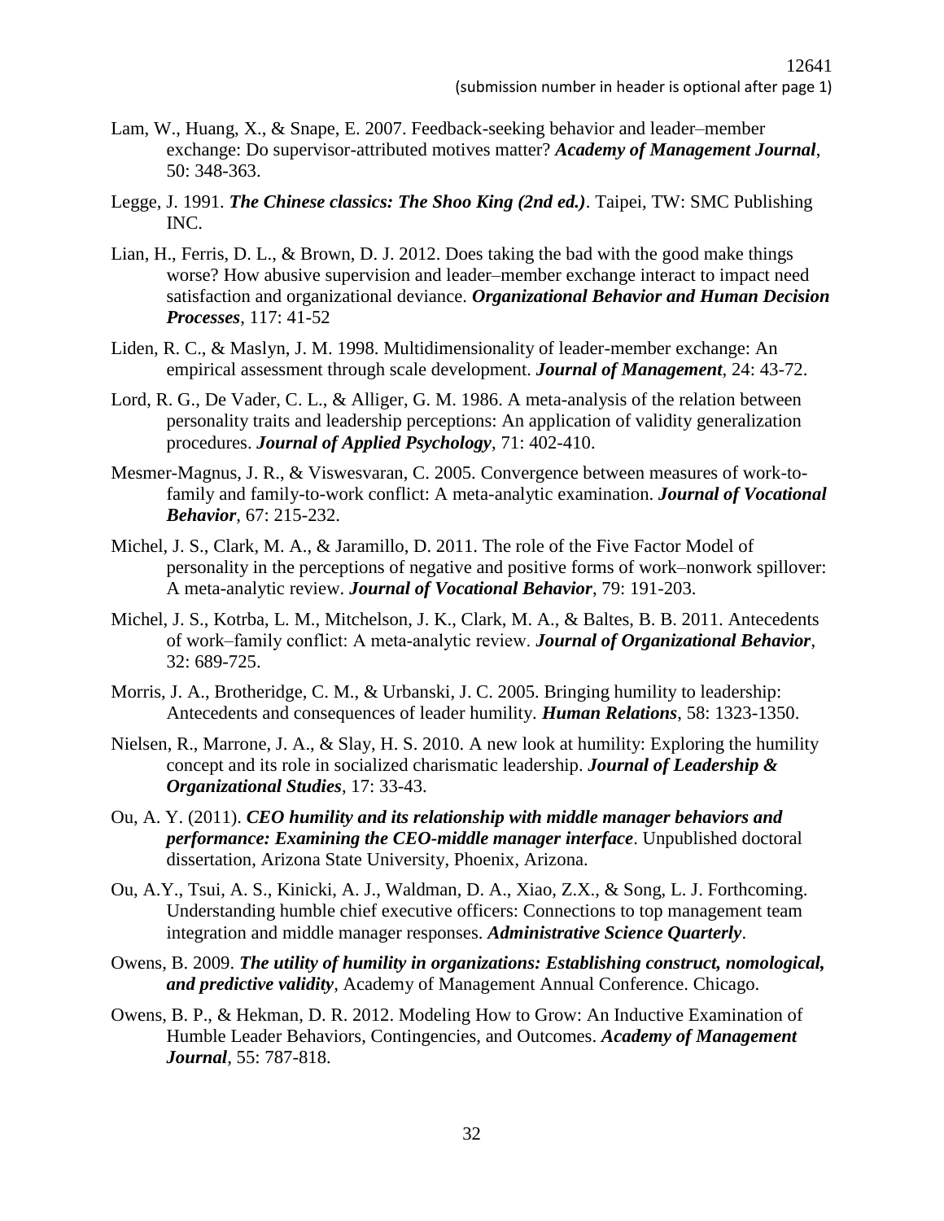Lam, W., Huang, X., & Snape, E. 2007. Feedback-seeking behavior and leader–member exchange: Do supervisor-attributed motives matter? ***Academy of Management Journal***, 50: 348-363.

Legge, J. 1991. ***The Chinese classics: The Shoo King (2nd ed.)***. Taipei, TW: SMC Publishing INC.

Lian, H., Ferris, D. L., & Brown, D. J. 2012. Does taking the bad with the good make things worse? How abusive supervision and leader–member exchange interact to impact need satisfaction and organizational deviance. ***Organizational Behavior and Human Decision Processes***, 117: 41-52

Liden, R. C., & Maslyn, J. M. 1998. Multidimensionality of leader-member exchange: An empirical assessment through scale development. ***Journal of Management***, 24: 43-72.

Lord, R. G., De Vader, C. L., & Alliger, G. M. 1986. A meta-analysis of the relation between personality traits and leadership perceptions: An application of validity generalization procedures. ***Journal of Applied Psychology***, 71: 402-410.

Mesmer-Magnus, J. R., & Viswesvaran, C. 2005. Convergence between measures of work-to-family and family-to-work conflict: A meta-analytic examination. ***Journal of Vocational Behavior***, 67: 215-232.

Michel, J. S., Clark, M. A., & Jaramillo, D. 2011. The role of the Five Factor Model of personality in the perceptions of negative and positive forms of work–nonwork spillover: A meta-analytic review. ***Journal of Vocational Behavior***, 79: 191-203.

Michel, J. S., Kotrba, L. M., Mitchelson, J. K., Clark, M. A., & Baltes, B. B. 2011. Antecedents of work–family conflict: A meta-analytic review. ***Journal of Organizational Behavior***, 32: 689-725.

Morris, J. A., Brotheridge, C. M., & Urbanski, J. C. 2005. Bringing humility to leadership: Antecedents and consequences of leader humility. ***Human Relations***, 58: 1323-1350.

Nielsen, R., Marrone, J. A., & Slay, H. S. 2010. A new look at humility: Exploring the humility concept and its role in socialized charismatic leadership. ***Journal of Leadership & Organizational Studies***, 17: 33-43.

Ou, A. Y. (2011). ***CEO humility and its relationship with middle manager behaviors and performance: Examining the CEO-middle manager interface***. Unpublished doctoral dissertation, Arizona State University, Phoenix, Arizona.

Ou, A.Y., Tsui, A. S., Kinicki, A. J., Waldman, D. A., Xiao, Z.X., & Song, L. J. Forthcoming. Understanding humble chief executive officers: Connections to top management team integration and middle manager responses. ***Administrative Science Quarterly***.

Owens, B. 2009. ***The utility of humility in organizations: Establishing construct, nomological, and predictive validity***, Academy of Management Annual Conference. Chicago.

Owens, B. P., & Hekman, D. R. 2012. Modeling How to Grow: An Inductive Examination of Humble Leader Behaviors, Contingencies, and Outcomes. ***Academy of Management Journal***, 55: 787-818.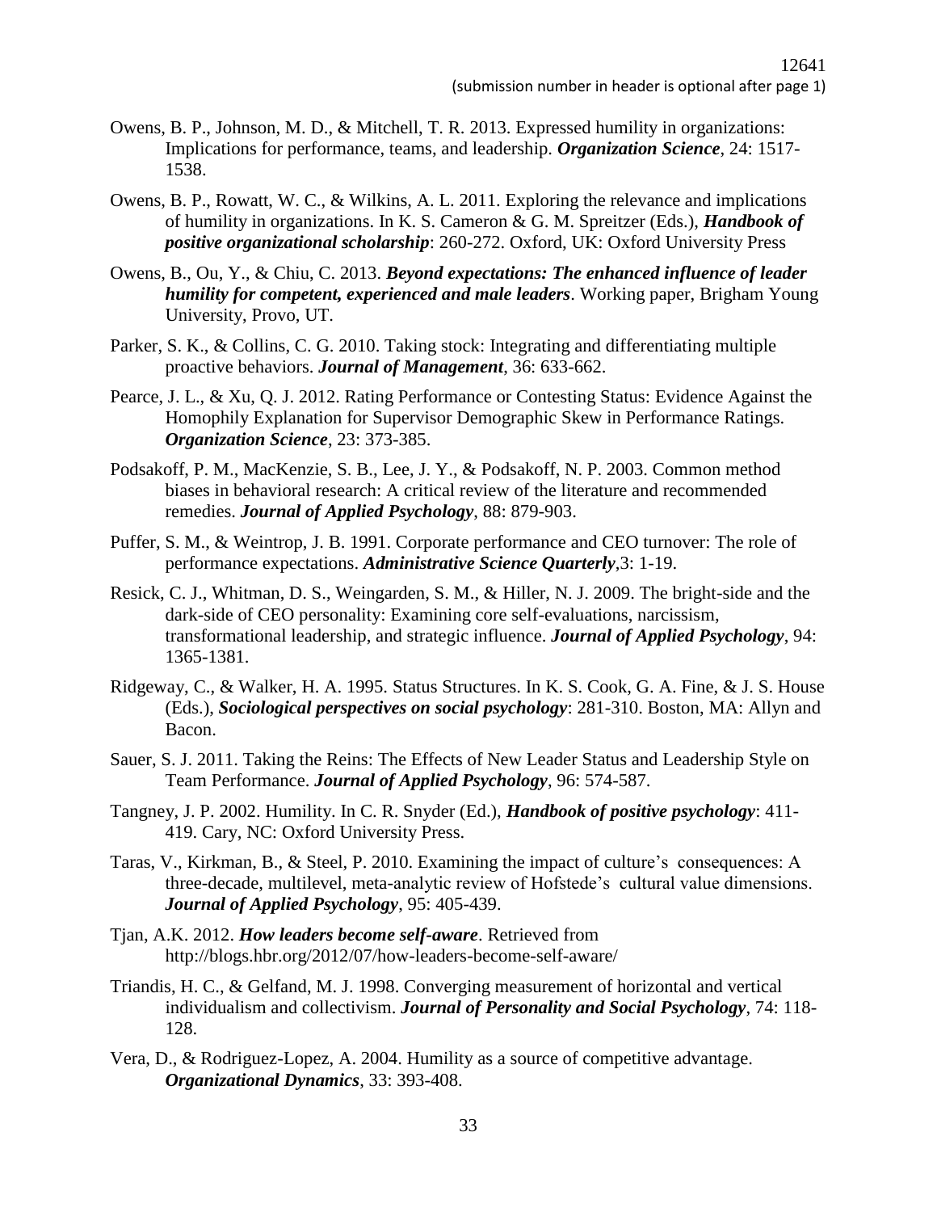Owens, B. P., Johnson, M. D., & Mitchell, T. R. 2013. Expressed humility in organizations: Implications for performance, teams, and leadership. ***Organization Science***, 24: 1517-1538.

Owens, B. P., Rowatt, W. C., & Wilkins, A. L. 2011. Exploring the relevance and implications of humility in organizations. In K. S. Cameron & G. M. Spreitzer (Eds.), ***Handbook of positive organizational scholarship***: 260-272. Oxford, UK: Oxford University Press

Owens, B., Ou, Y., & Chiu, C. 2013. ***Beyond expectations: The enhanced influence of leader humility for competent, experienced and male leaders***. Working paper, Brigham Young University, Provo, UT.

Parker, S. K., & Collins, C. G. 2010. Taking stock: Integrating and differentiating multiple proactive behaviors. ***Journal of Management***, 36: 633-662.

Pearce, J. L., & Xu, Q. J. 2012. Rating Performance or Contesting Status: Evidence Against the Homophily Explanation for Supervisor Demographic Skew in Performance Ratings. ***Organization Science***, 23: 373-385.

Podsakoff, P. M., MacKenzie, S. B., Lee, J. Y., & Podsakoff, N. P. 2003. Common method biases in behavioral research: A critical review of the literature and recommended remedies. ***Journal of Applied Psychology***, 88: 879-903.

Puffer, S. M., & Weintrop, J. B. 1991. Corporate performance and CEO turnover: The role of performance expectations. ***Administrative Science Quarterly***,3: 1-19.

Resick, C. J., Whitman, D. S., Weingarden, S. M., & Hiller, N. J. 2009. The bright-side and the dark-side of CEO personality: Examining core self-evaluations, narcissism, transformational leadership, and strategic influence. ***Journal of Applied Psychology***, 94: 1365-1381.

Ridgeway, C., & Walker, H. A. 1995. Status Structures. In K. S. Cook, G. A. Fine, & J. S. House (Eds.), ***Sociological perspectives on social psychology***: 281-310. Boston, MA: Allyn and Bacon.

Sauer, S. J. 2011. Taking the Reins: The Effects of New Leader Status and Leadership Style on Team Performance. ***Journal of Applied Psychology***, 96: 574-587.

Tangney, J. P. 2002. Humility. In C. R. Snyder (Ed.), ***Handbook of positive psychology***: 411-419. Cary, NC: Oxford University Press.

Taras, V., Kirkman, B., & Steel, P. 2010. Examining the impact of culture's consequences: A three-decade, multilevel, meta-analytic review of Hofstede's cultural value dimensions. ***Journal of Applied Psychology***, 95: 405-439.

Tjan, A.K. 2012. ***How leaders become self-aware***. Retrieved from http://blogs.hbr.org/2012/07/how-leaders-become-self-aware/

Triandis, H. C., & Gelfand, M. J. 1998. Converging measurement of horizontal and vertical individualism and collectivism. ***Journal of Personality and Social Psychology***, 74: 118-128.

Vera, D., & Rodriguez-Lopez, A. 2004. Humility as a source of competitive advantage. ***Organizational Dynamics***, 33: 393-408.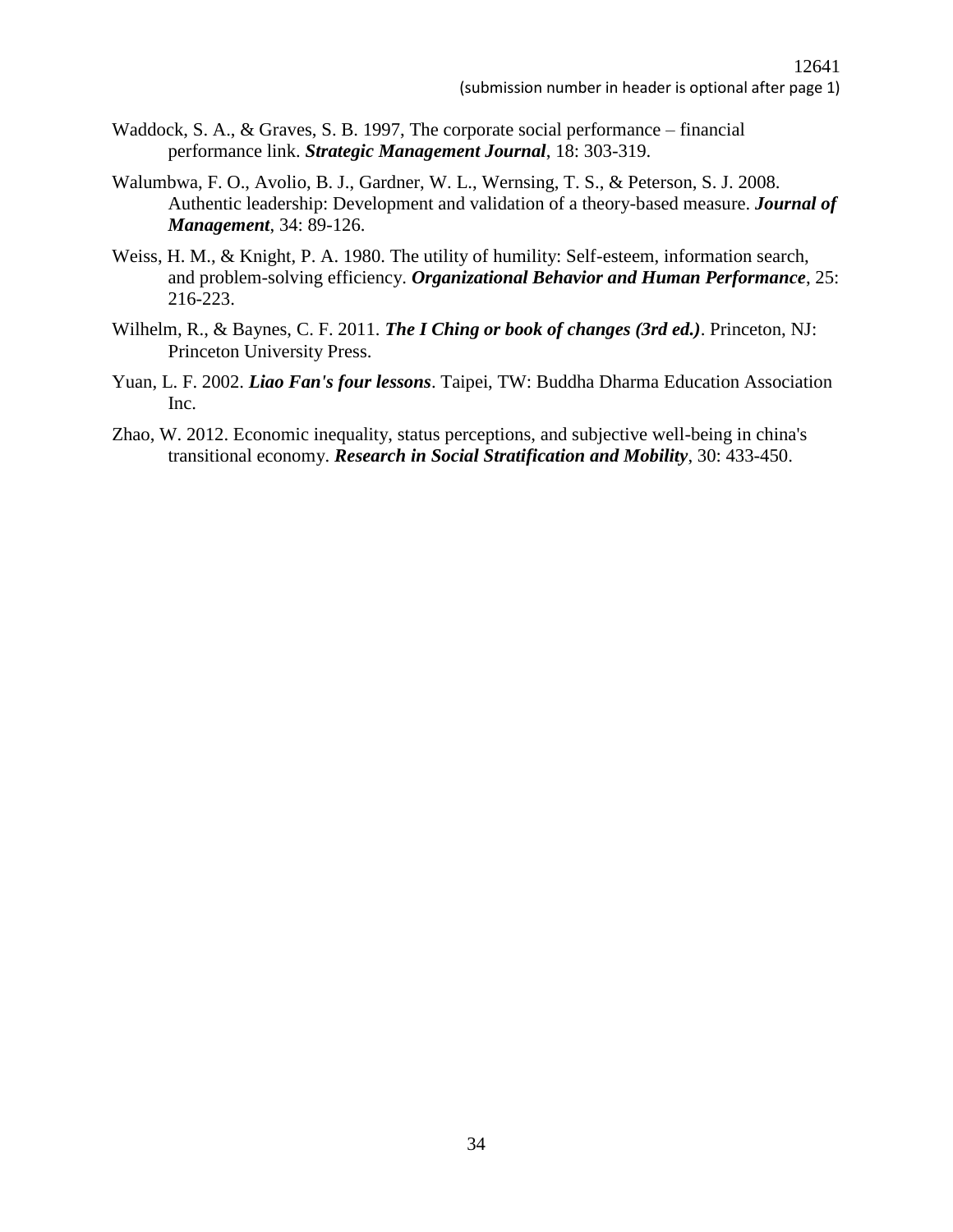Waddock, S. A., & Graves, S. B. 1997, The corporate social performance – financial performance link. ***Strategic Management Journal***, 18: 303-319.

Walumbwa, F. O., Avolio, B. J., Gardner, W. L., Wernsing, T. S., & Peterson, S. J. 2008. Authentic leadership: Development and validation of a theory-based measure. ***Journal of Management***, 34: 89-126.

Weiss, H. M., & Knight, P. A. 1980. The utility of humility: Self-esteem, information search, and problem-solving efficiency. ***Organizational Behavior and Human Performance***, 25: 216-223.

Wilhelm, R., & Baynes, C. F. 2011. ***The I Ching or book of changes (3rd ed.)***. Princeton, NJ: Princeton University Press.

Yuan, L. F. 2002. ***Liao Fan's four lessons***. Taipei, TW: Buddha Dharma Education Association Inc.

Zhao, W. 2012. Economic inequality, status perceptions, and subjective well-being in china's transitional economy. ***Research in Social Stratification and Mobility***, 30: 433-450.